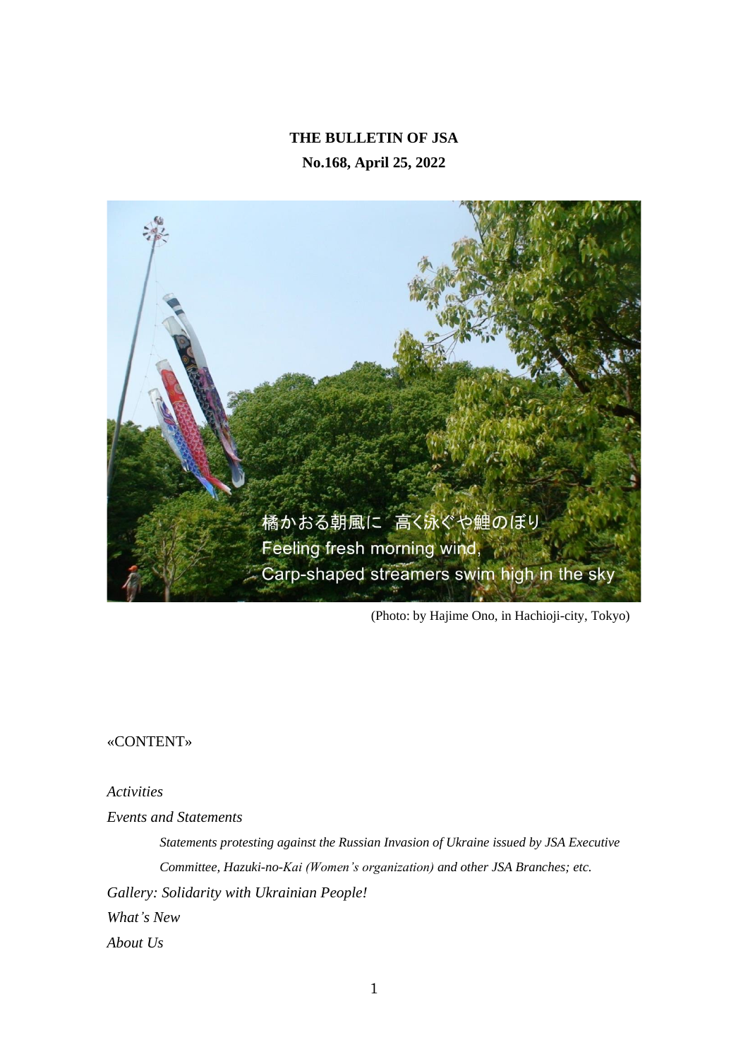**THE BULLETIN OF JSA**

**No.168, April 25, 2022**

橘かおる朝風に　高く泳ぐや鯉のぼり
Feeling fresh morning wind,
Carp-shaped streamers swim high in the sky

(Photo: by Hajime Ono, in Hachioji-city, Tokyo)

«CONTENT»

*Activities*

*Events and Statements*

> *Statements protesting against the Russian Invasion of Ukraine issued by JSA Executive Committee, Hazuki-no-Kai (Women's organization) and other JSA Branches; etc.*

*Gallery: Solidarity with Ukrainian People!*

*What's New*

*About Us*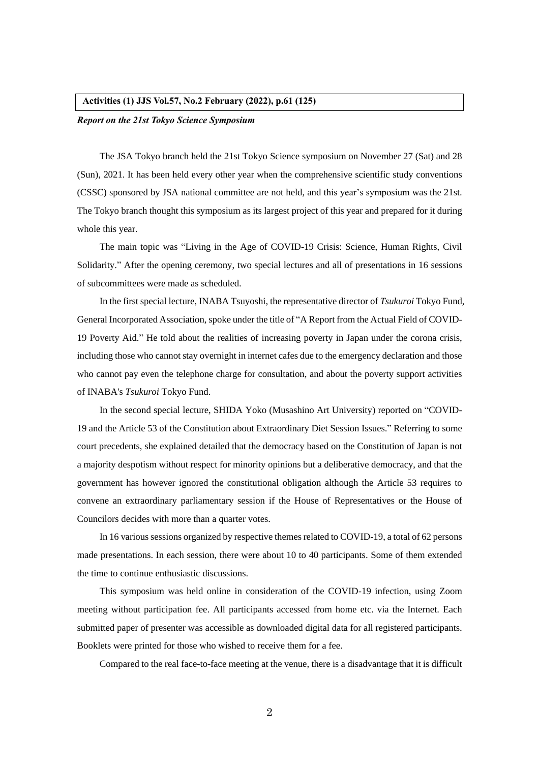**Activities (1) JJS Vol.57, No.2 February (2022), p.61 (125)**

***Report on the 21st Tokyo Science Symposium***

The JSA Tokyo branch held the 21st Tokyo Science symposium on November 27 (Sat) and 28 (Sun), 2021. It has been held every other year when the comprehensive scientific study conventions (CSSC) sponsored by JSA national committee are not held, and this year's symposium was the 21st. The Tokyo branch thought this symposium as its largest project of this year and prepared for it during whole this year.

The main topic was "Living in the Age of COVID-19 Crisis: Science, Human Rights, Civil Solidarity." After the opening ceremony, two special lectures and all of presentations in 16 sessions of subcommittees were made as scheduled.

In the first special lecture, INABA Tsuyoshi, the representative director of *Tsukuroi* Tokyo Fund, General Incorporated Association, spoke under the title of "A Report from the Actual Field of COVID-19 Poverty Aid." He told about the realities of increasing poverty in Japan under the corona crisis, including those who cannot stay overnight in internet cafes due to the emergency declaration and those who cannot pay even the telephone charge for consultation, and about the poverty support activities of INABA's *Tsukuroi* Tokyo Fund.

In the second special lecture, SHIDA Yoko (Musashino Art University) reported on "COVID-19 and the Article 53 of the Constitution about Extraordinary Diet Session Issues." Referring to some court precedents, she explained detailed that the democracy based on the Constitution of Japan is not a majority despotism without respect for minority opinions but a deliberative democracy, and that the government has however ignored the constitutional obligation although the Article 53 requires to convene an extraordinary parliamentary session if the House of Representatives or the House of Councilors decides with more than a quarter votes.

In 16 various sessions organized by respective themes related to COVID-19, a total of 62 persons made presentations. In each session, there were about 10 to 40 participants. Some of them extended the time to continue enthusiastic discussions.

This symposium was held online in consideration of the COVID-19 infection, using Zoom meeting without participation fee. All participants accessed from home etc. via the Internet. Each submitted paper of presenter was accessible as downloaded digital data for all registered participants. Booklets were printed for those who wished to receive them for a fee.

Compared to the real face-to-face meeting at the venue, there is a disadvantage that it is difficult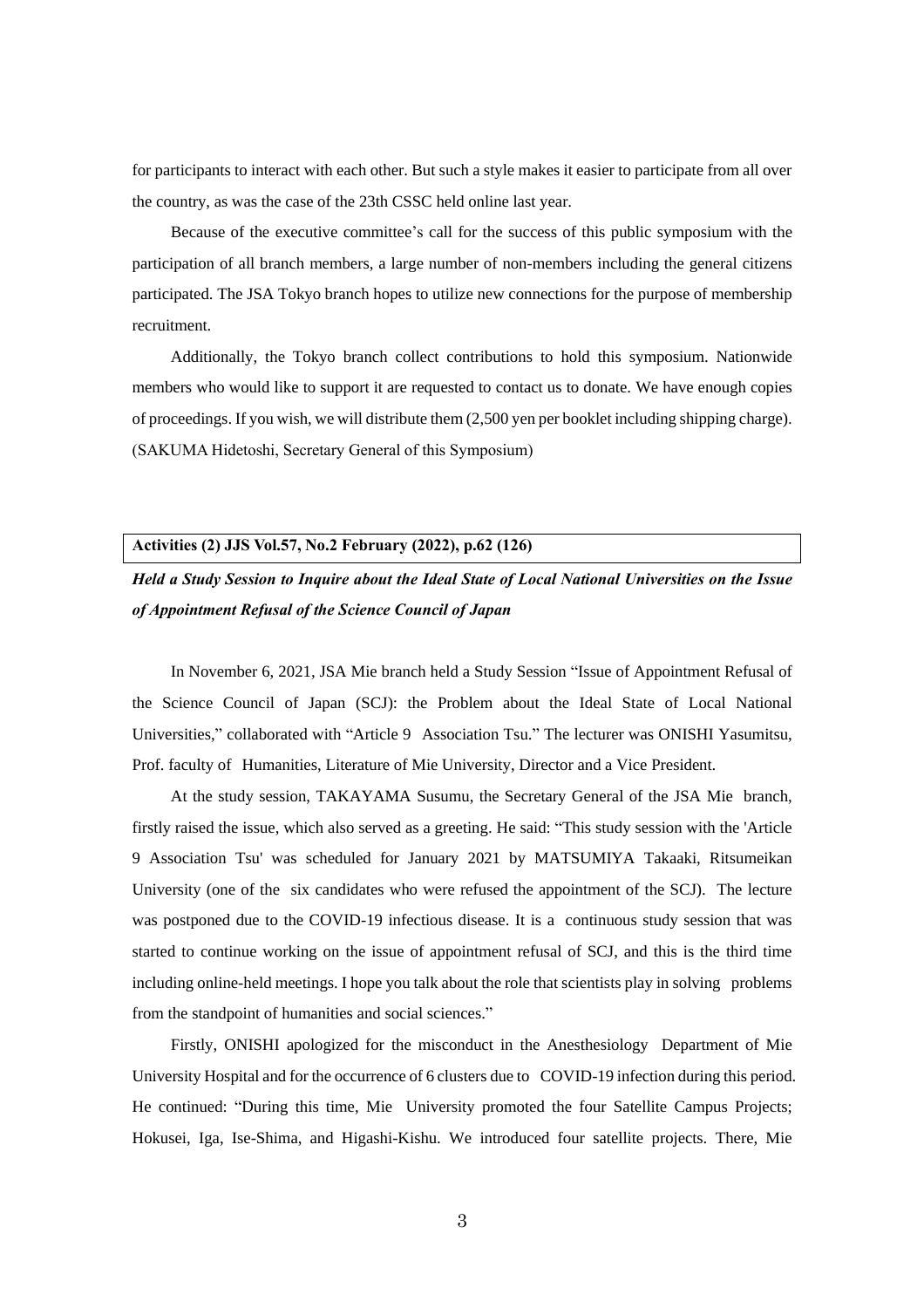for participants to interact with each other. But such a style makes it easier to participate from all over the country, as was the case of the 23th CSSC held online last year.

Because of the executive committee's call for the success of this public symposium with the participation of all branch members, a large number of non-members including the general citizens participated. The JSA Tokyo branch hopes to utilize new connections for the purpose of membership recruitment.

Additionally, the Tokyo branch collect contributions to hold this symposium. Nationwide members who would like to support it are requested to contact us to donate. We have enough copies of proceedings. If you wish, we will distribute them (2,500 yen per booklet including shipping charge). (SAKUMA Hidetoshi, Secretary General of this Symposium)

**Activities (2) JJS Vol.57, No.2 February (2022), p.62 (126)**

## *Held a Study Session to Inquire about the Ideal State of Local National Universities on the Issue of Appointment Refusal of the Science Council of Japan*

In November 6, 2021, JSA Mie branch held a Study Session "Issue of Appointment Refusal of the Science Council of Japan (SCJ): the Problem about the Ideal State of Local National Universities," collaborated with "Article 9 Association Tsu." The lecturer was ONISHI Yasumitsu, Prof. faculty of Humanities, Literature of Mie University, Director and a Vice President.

At the study session, TAKAYAMA Susumu, the Secretary General of the JSA Mie branch, firstly raised the issue, which also served as a greeting. He said: "This study session with the 'Article 9 Association Tsu' was scheduled for January 2021 by MATSUMIYA Takaaki, Ritsumeikan University (one of the six candidates who were refused the appointment of the SCJ). The lecture was postponed due to the COVID-19 infectious disease. It is a continuous study session that was started to continue working on the issue of appointment refusal of SCJ, and this is the third time including online-held meetings. I hope you talk about the role that scientists play in solving problems from the standpoint of humanities and social sciences."

Firstly, ONISHI apologized for the misconduct in the Anesthesiology Department of Mie University Hospital and for the occurrence of 6 clusters due to COVID-19 infection during this period. He continued: "During this time, Mie University promoted the four Satellite Campus Projects; Hokusei, Iga, Ise-Shima, and Higashi-Kishu. We introduced four satellite projects. There, Mie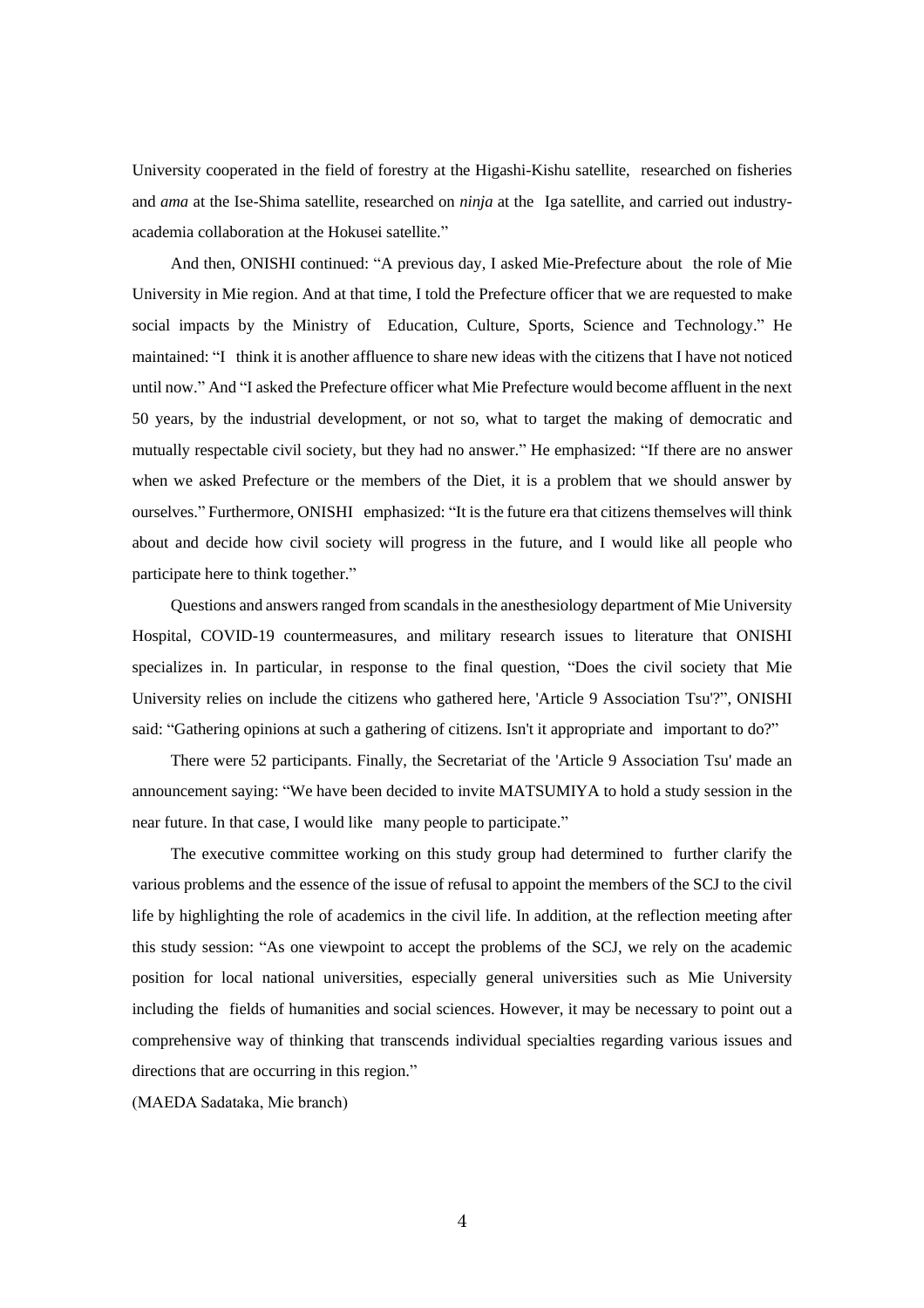University cooperated in the field of forestry at the Higashi-Kishu satellite, researched on fisheries and *ama* at the Ise-Shima satellite, researched on *ninja* at the Iga satellite, and carried out industry-academia collaboration at the Hokusei satellite."

And then, ONISHI continued: "A previous day, I asked Mie-Prefecture about the role of Mie University in Mie region. And at that time, I told the Prefecture officer that we are requested to make social impacts by the Ministry of Education, Culture, Sports, Science and Technology." He maintained: "I think it is another affluence to share new ideas with the citizens that I have not noticed until now." And "I asked the Prefecture officer what Mie Prefecture would become affluent in the next 50 years, by the industrial development, or not so, what to target the making of democratic and mutually respectable civil society, but they had no answer." He emphasized: "If there are no answer when we asked Prefecture or the members of the Diet, it is a problem that we should answer by ourselves." Furthermore, ONISHI emphasized: "It is the future era that citizens themselves will think about and decide how civil society will progress in the future, and I would like all people who participate here to think together."

Questions and answers ranged from scandals in the anesthesiology department of Mie University Hospital, COVID-19 countermeasures, and military research issues to literature that ONISHI specializes in. In particular, in response to the final question, "Does the civil society that Mie University relies on include the citizens who gathered here, 'Article 9 Association Tsu'?", ONISHI said: "Gathering opinions at such a gathering of citizens. Isn't it appropriate and important to do?"

There were 52 participants. Finally, the Secretariat of the 'Article 9 Association Tsu' made an announcement saying: "We have been decided to invite MATSUMIYA to hold a study session in the near future. In that case, I would like many people to participate."

The executive committee working on this study group had determined to further clarify the various problems and the essence of the issue of refusal to appoint the members of the SCJ to the civil life by highlighting the role of academics in the civil life. In addition, at the reflection meeting after this study session: "As one viewpoint to accept the problems of the SCJ, we rely on the academic position for local national universities, especially general universities such as Mie University including the fields of humanities and social sciences. However, it may be necessary to point out a comprehensive way of thinking that transcends individual specialties regarding various issues and directions that are occurring in this region."

(MAEDA Sadataka, Mie branch)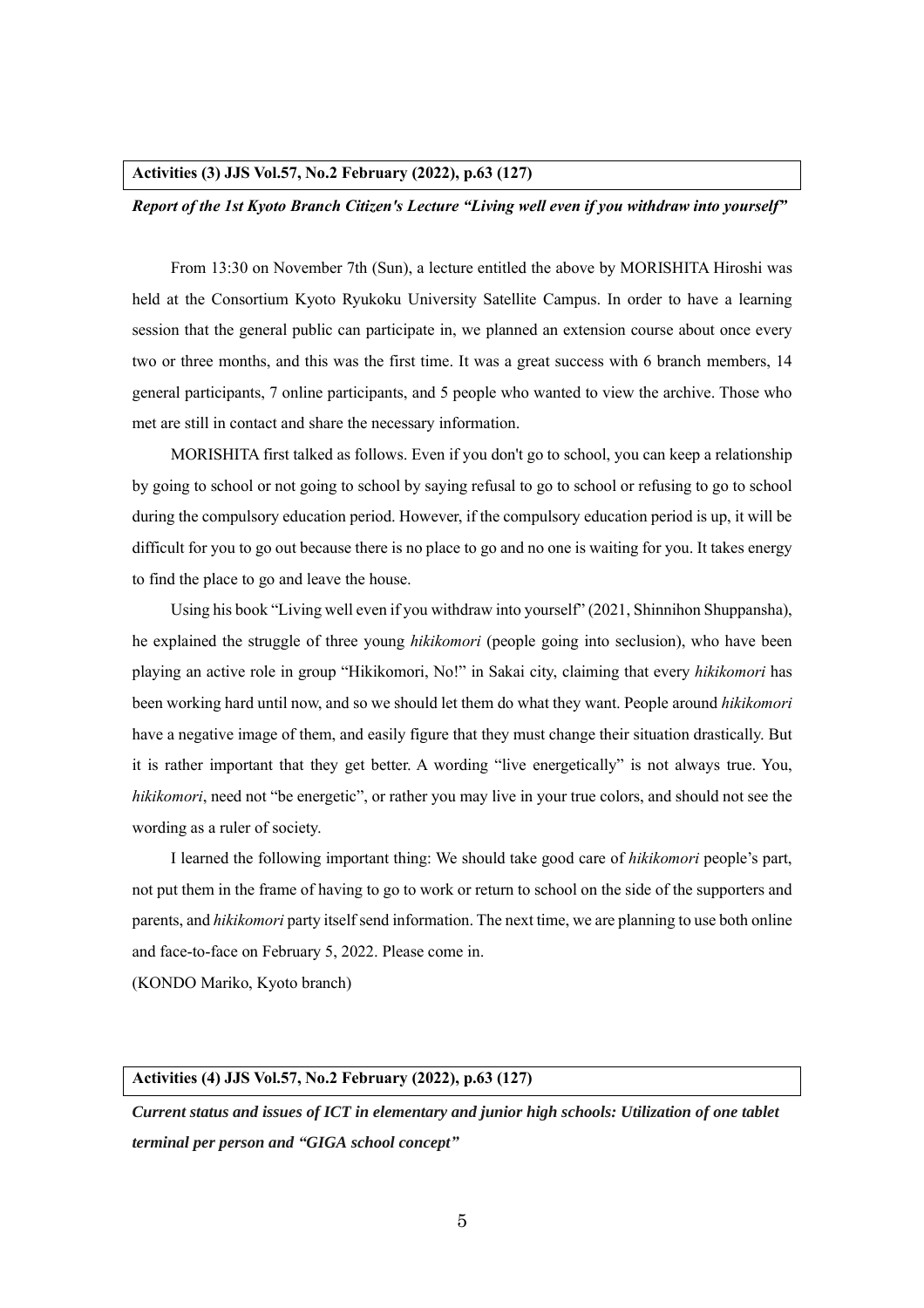**Activities (3) JJS Vol.57, No.2 February (2022), p.63 (127)**

***Report of the 1st Kyoto Branch Citizen's Lecture "Living well even if you withdraw into yourself"***

From 13:30 on November 7th (Sun), a lecture entitled the above by MORISHITA Hiroshi was held at the Consortium Kyoto Ryukoku University Satellite Campus. In order to have a learning session that the general public can participate in, we planned an extension course about once every two or three months, and this was the first time. It was a great success with 6 branch members, 14 general participants, 7 online participants, and 5 people who wanted to view the archive. Those who met are still in contact and share the necessary information.

MORISHITA first talked as follows. Even if you don't go to school, you can keep a relationship by going to school or not going to school by saying refusal to go to school or refusing to go to school during the compulsory education period. However, if the compulsory education period is up, it will be difficult for you to go out because there is no place to go and no one is waiting for you. It takes energy to find the place to go and leave the house.

Using his book "Living well even if you withdraw into yourself" (2021, Shinnihon Shuppansha), he explained the struggle of three young *hikikomori* (people going into seclusion), who have been playing an active role in group "Hikikomori, No!" in Sakai city, claiming that every *hikikomori* has been working hard until now, and so we should let them do what they want. People around *hikikomori* have a negative image of them, and easily figure that they must change their situation drastically. But it is rather important that they get better. A wording "live energetically" is not always true. You, *hikikomori*, need not "be energetic", or rather you may live in your true colors, and should not see the wording as a ruler of society.

I learned the following important thing: We should take good care of *hikikomori* people's part, not put them in the frame of having to go to work or return to school on the side of the supporters and parents, and *hikikomori* party itself send information. The next time, we are planning to use both online and face-to-face on February 5, 2022. Please come in.

(KONDO Mariko, Kyoto branch)

**Activities (4) JJS Vol.57, No.2 February (2022), p.63 (127)**

***Current status and issues of ICT in elementary and junior high schools: Utilization of one tablet terminal per person and "GIGA school concept"***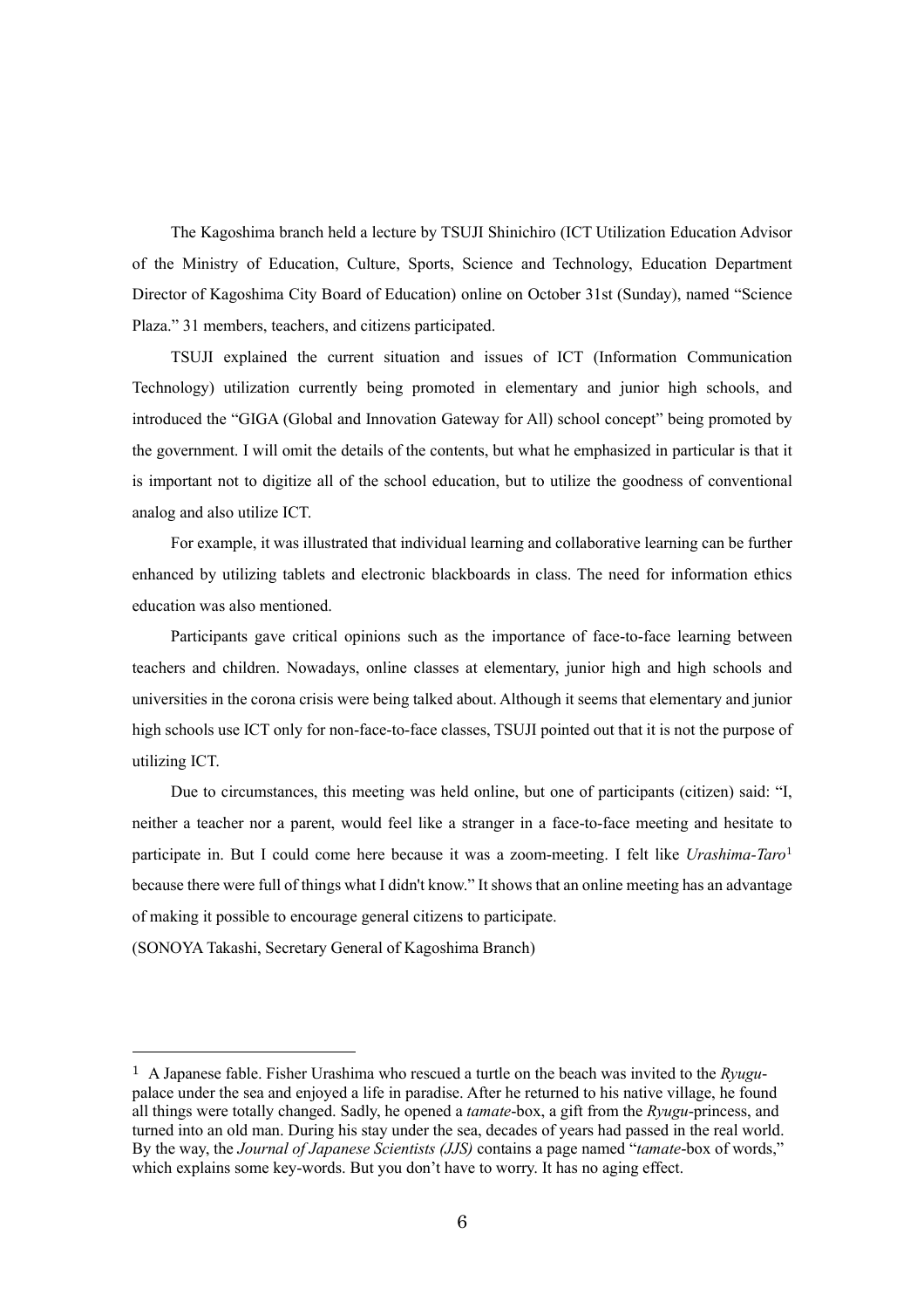The Kagoshima branch held a lecture by TSUJI Shinichiro (ICT Utilization Education Advisor of the Ministry of Education, Culture, Sports, Science and Technology, Education Department Director of Kagoshima City Board of Education) online on October 31st (Sunday), named "Science Plaza." 31 members, teachers, and citizens participated.

TSUJI explained the current situation and issues of ICT (Information Communication Technology) utilization currently being promoted in elementary and junior high schools, and introduced the "GIGA (Global and Innovation Gateway for All) school concept" being promoted by the government. I will omit the details of the contents, but what he emphasized in particular is that it is important not to digitize all of the school education, but to utilize the goodness of conventional analog and also utilize ICT.

For example, it was illustrated that individual learning and collaborative learning can be further enhanced by utilizing tablets and electronic blackboards in class. The need for information ethics education was also mentioned.

Participants gave critical opinions such as the importance of face-to-face learning between teachers and children. Nowadays, online classes at elementary, junior high and high schools and universities in the corona crisis were being talked about. Although it seems that elementary and junior high schools use ICT only for non-face-to-face classes, TSUJI pointed out that it is not the purpose of utilizing ICT.

Due to circumstances, this meeting was held online, but one of participants (citizen) said: "I, neither a teacher nor a parent, would feel like a stranger in a face-to-face meeting and hesitate to participate in. But I could come here because it was a zoom-meeting. I felt like *Urashima-Taro*[1] because there were full of things what I didn't know." It shows that an online meeting has an advantage of making it possible to encourage general citizens to participate.

(SONOYA Takashi, Secretary General of Kagoshima Branch)

---

[1] A Japanese fable. Fisher Urashima who rescued a turtle on the beach was invited to the *Ryugu*-palace under the sea and enjoyed a life in paradise. After he returned to his native village, he found all things were totally changed. Sadly, he opened a *tamate*-box, a gift from the *Ryugu*-princess, and turned into an old man. During his stay under the sea, decades of years had passed in the real world. By the way, the *Journal of Japanese Scientists (JJS)* contains a page named "*tamate*-box of words," which explains some key-words. But you don't have to worry. It has no aging effect.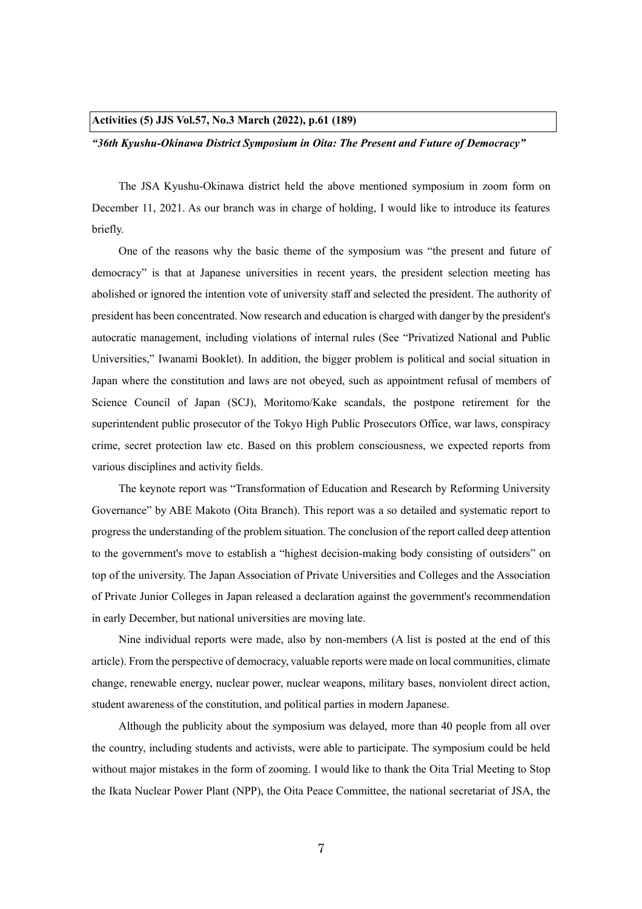**Activities (5) JJS Vol.57, No.3 March (2022), p.61 (189)**

***"36th Kyushu-Okinawa District Symposium in Oita: The Present and Future of Democracy"***

The JSA Kyushu-Okinawa district held the above mentioned symposium in zoom form on December 11, 2021. As our branch was in charge of holding, I would like to introduce its features briefly.

One of the reasons why the basic theme of the symposium was "the present and future of democracy" is that at Japanese universities in recent years, the president selection meeting has abolished or ignored the intention vote of university staff and selected the president. The authority of president has been concentrated. Now research and education is charged with danger by the president's autocratic management, including violations of internal rules (See "Privatized National and Public Universities," Iwanami Booklet). In addition, the bigger problem is political and social situation in Japan where the constitution and laws are not obeyed, such as appointment refusal of members of Science Council of Japan (SCJ), Moritomo/Kake scandals, the postpone retirement for the superintendent public prosecutor of the Tokyo High Public Prosecutors Office, war laws, conspiracy crime, secret protection law etc. Based on this problem consciousness, we expected reports from various disciplines and activity fields.

The keynote report was "Transformation of Education and Research by Reforming University Governance" by ABE Makoto (Oita Branch). This report was a so detailed and systematic report to progress the understanding of the problem situation. The conclusion of the report called deep attention to the government's move to establish a "highest decision-making body consisting of outsiders" on top of the university. The Japan Association of Private Universities and Colleges and the Association of Private Junior Colleges in Japan released a declaration against the government's recommendation in early December, but national universities are moving late.

Nine individual reports were made, also by non-members (A list is posted at the end of this article). From the perspective of democracy, valuable reports were made on local communities, climate change, renewable energy, nuclear power, nuclear weapons, military bases, nonviolent direct action, student awareness of the constitution, and political parties in modern Japanese.

Although the publicity about the symposium was delayed, more than 40 people from all over the country, including students and activists, were able to participate. The symposium could be held without major mistakes in the form of zooming. I would like to thank the Oita Trial Meeting to Stop the Ikata Nuclear Power Plant (NPP), the Oita Peace Committee, the national secretariat of JSA, the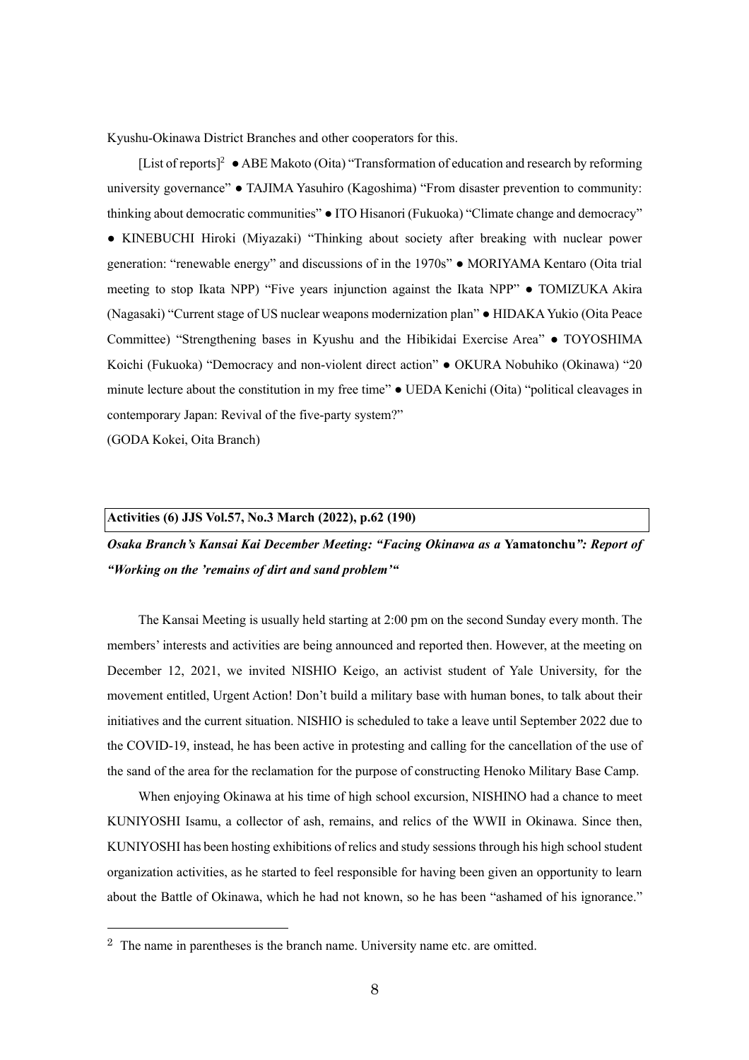Kyushu-Okinawa District Branches and other cooperators for this.

[List of reports][2] ● ABE Makoto (Oita) "Transformation of education and research by reforming university governance" ● TAJIMA Yasuhiro (Kagoshima) "From disaster prevention to community: thinking about democratic communities" ● ITO Hisanori (Fukuoka) "Climate change and democracy" ● KINEBUCHI Hiroki (Miyazaki) "Thinking about society after breaking with nuclear power generation: "renewable energy" and discussions of in the 1970s" ● MORIYAMA Kentaro (Oita trial meeting to stop Ikata NPP) "Five years injunction against the Ikata NPP" ● TOMIZUKA Akira (Nagasaki) "Current stage of US nuclear weapons modernization plan" ● HIDAKA Yukio (Oita Peace Committee) "Strengthening bases in Kyushu and the Hibikidai Exercise Area" ● TOYOSHIMA Koichi (Fukuoka) "Democracy and non-violent direct action" ● OKURA Nobuhiko (Okinawa) "20 minute lecture about the constitution in my free time" ● UEDA Kenichi (Oita) "political cleavages in contemporary Japan: Revival of the five-party system?"

(GODA Kokei, Oita Branch)

**Activities (6) JJS Vol.57, No.3 March (2022), p.62 (190)**

***Osaka Branch's Kansai Kai December Meeting: "Facing Okinawa as a* Yamatonchu*": Report of "Working on the 'remains of dirt and sand problem'"***

The Kansai Meeting is usually held starting at 2:00 pm on the second Sunday every month. The members' interests and activities are being announced and reported then. However, at the meeting on December 12, 2021, we invited NISHIO Keigo, an activist student of Yale University, for the movement entitled, Urgent Action! Don't build a military base with human bones, to talk about their initiatives and the current situation. NISHIO is scheduled to take a leave until September 2022 due to the COVID-19, instead, he has been active in protesting and calling for the cancellation of the use of the sand of the area for the reclamation for the purpose of constructing Henoko Military Base Camp.

When enjoying Okinawa at his time of high school excursion, NISHINO had a chance to meet KUNIYOSHI Isamu, a collector of ash, remains, and relics of the WWII in Okinawa. Since then, KUNIYOSHI has been hosting exhibitions of relics and study sessions through his high school student organization activities, as he started to feel responsible for having been given an opportunity to learn about the Battle of Okinawa, which he had not known, so he has been "ashamed of his ignorance."

[2] The name in parentheses is the branch name. University name etc. are omitted.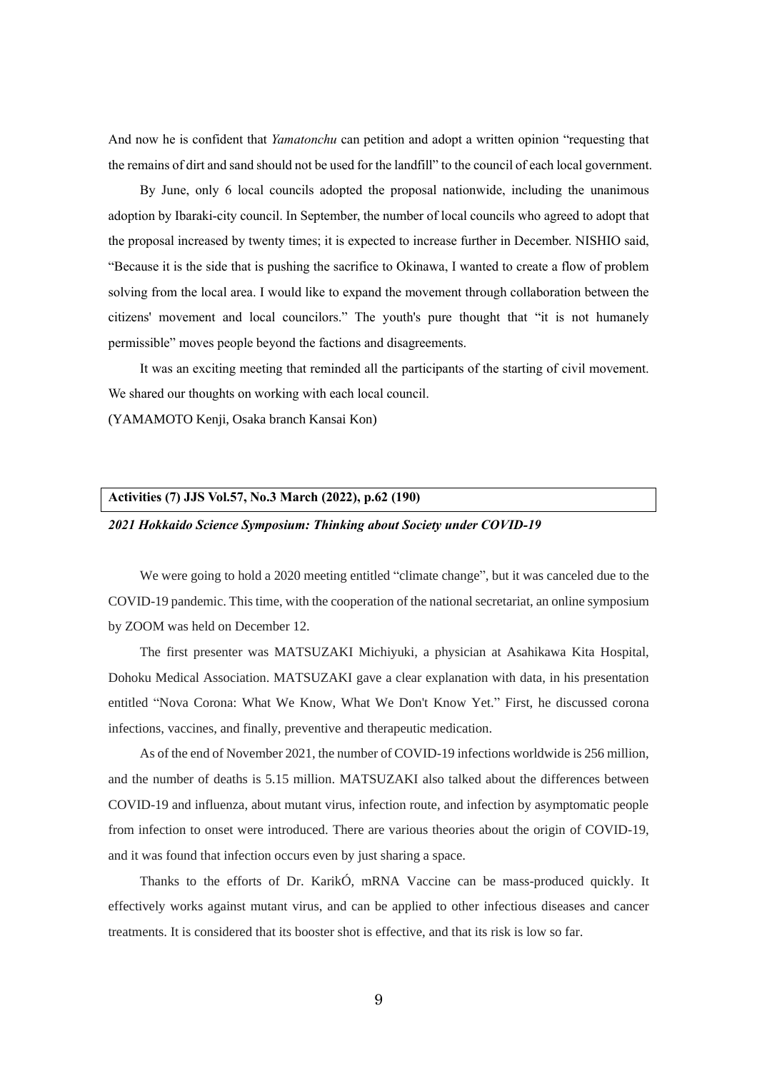And now he is confident that *Yamatonchu* can petition and adopt a written opinion "requesting that the remains of dirt and sand should not be used for the landfill" to the council of each local government.

By June, only 6 local councils adopted the proposal nationwide, including the unanimous adoption by Ibaraki-city council. In September, the number of local councils who agreed to adopt that the proposal increased by twenty times; it is expected to increase further in December. NISHIO said, "Because it is the side that is pushing the sacrifice to Okinawa, I wanted to create a flow of problem solving from the local area. I would like to expand the movement through collaboration between the citizens' movement and local councilors." The youth's pure thought that "it is not humanely permissible" moves people beyond the factions and disagreements.

It was an exciting meeting that reminded all the participants of the starting of civil movement. We shared our thoughts on working with each local council.

(YAMAMOTO Kenji, Osaka branch Kansai Kon)

**Activities (7) JJS Vol.57, No.3 March (2022), p.62 (190)**

***2021 Hokkaido Science Symposium: Thinking about Society under COVID-19***

We were going to hold a 2020 meeting entitled "climate change", but it was canceled due to the COVID-19 pandemic. This time, with the cooperation of the national secretariat, an online symposium by ZOOM was held on December 12.

The first presenter was MATSUZAKI Michiyuki, a physician at Asahikawa Kita Hospital, Dohoku Medical Association. MATSUZAKI gave a clear explanation with data, in his presentation entitled "Nova Corona: What We Know, What We Don't Know Yet." First, he discussed corona infections, vaccines, and finally, preventive and therapeutic medication.

As of the end of November 2021, the number of COVID-19 infections worldwide is 256 million, and the number of deaths is 5.15 million. MATSUZAKI also talked about the differences between COVID-19 and influenza, about mutant virus, infection route, and infection by asymptomatic people from infection to onset were introduced. There are various theories about the origin of COVID-19, and it was found that infection occurs even by just sharing a space.

Thanks to the efforts of Dr. KarikÓ, mRNA Vaccine can be mass-produced quickly. It effectively works against mutant virus, and can be applied to other infectious diseases and cancer treatments. It is considered that its booster shot is effective, and that its risk is low so far.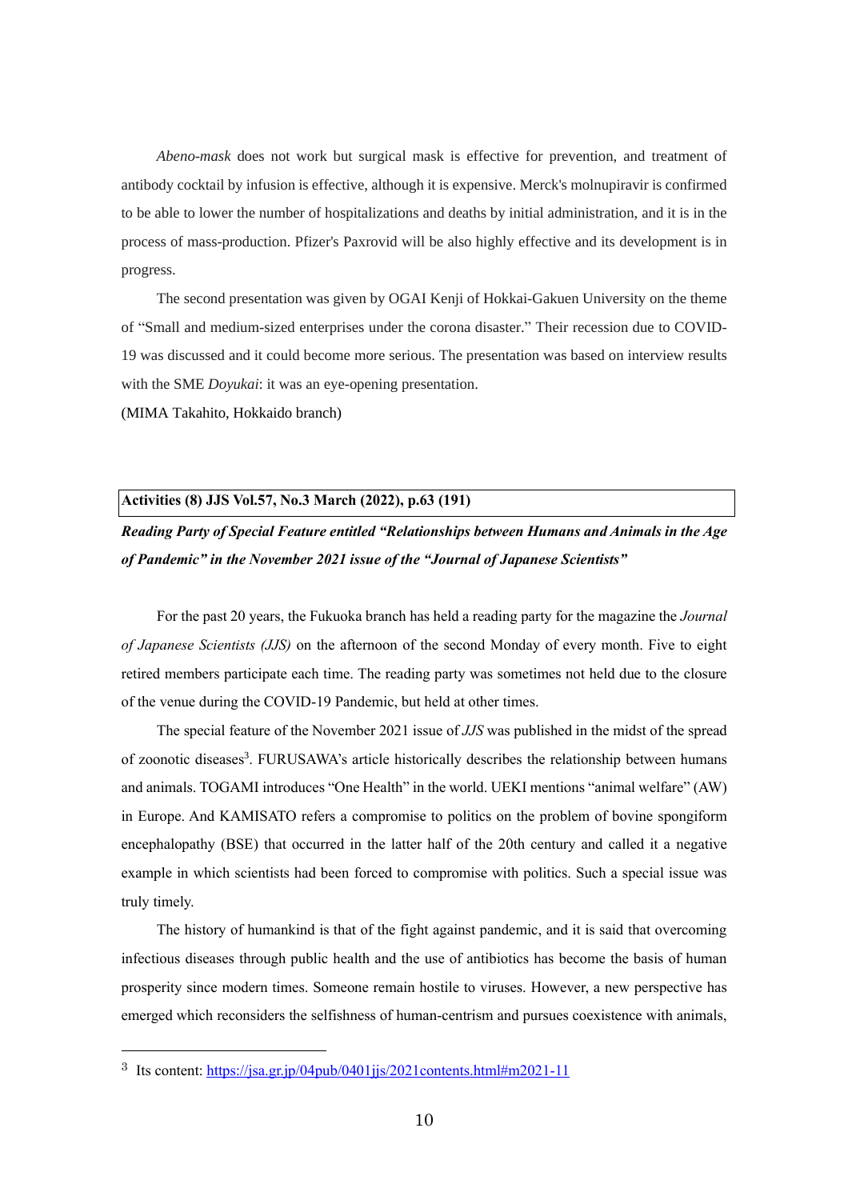*Abeno-mask* does not work but surgical mask is effective for prevention, and treatment of antibody cocktail by infusion is effective, although it is expensive. Merck's molnupiravir is confirmed to be able to lower the number of hospitalizations and deaths by initial administration, and it is in the process of mass-production. Pfizer's Paxrovid will be also highly effective and its development is in progress.

The second presentation was given by OGAI Kenji of Hokkai-Gakuen University on the theme of "Small and medium-sized enterprises under the corona disaster." Their recession due to COVID-19 was discussed and it could become more serious. The presentation was based on interview results with the SME *Doyukai*: it was an eye-opening presentation.

(MIMA Takahito, Hokkaido branch)

**Activities (8) JJS Vol.57, No.3 March (2022), p.63 (191)**

***Reading Party of Special Feature entitled "Relationships between Humans and Animals in the Age of Pandemic" in the November 2021 issue of the "Journal of Japanese Scientists"***

For the past 20 years, the Fukuoka branch has held a reading party for the magazine the *Journal of Japanese Scientists (JJS)* on the afternoon of the second Monday of every month. Five to eight retired members participate each time. The reading party was sometimes not held due to the closure of the venue during the COVID-19 Pandemic, but held at other times.

The special feature of the November 2021 issue of *JJS* was published in the midst of the spread of zoonotic diseases[3]. FURUSAWA's article historically describes the relationship between humans and animals. TOGAMI introduces "One Health" in the world. UEKI mentions "animal welfare" (AW) in Europe. And KAMISATO refers a compromise to politics on the problem of bovine spongiform encephalopathy (BSE) that occurred in the latter half of the 20th century and called it a negative example in which scientists had been forced to compromise with politics. Such a special issue was truly timely.

The history of humankind is that of the fight against pandemic, and it is said that overcoming infectious diseases through public health and the use of antibiotics has become the basis of human prosperity since modern times. Someone remain hostile to viruses. However, a new perspective has emerged which reconsiders the selfishness of human-centrism and pursues coexistence with animals,

---

[3] Its content: https://jsa.gr.jp/04pub/0401jjs/2021contents.html#m2021-11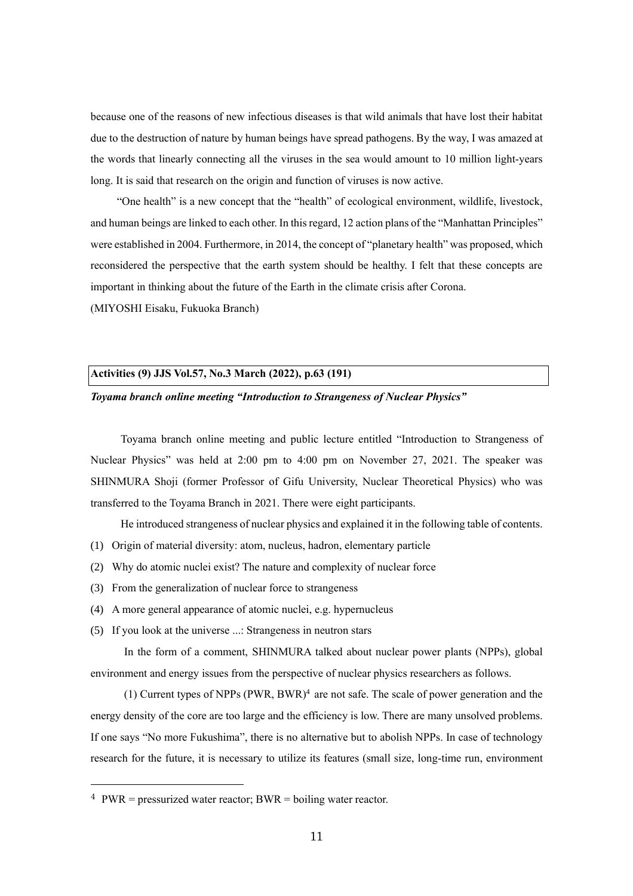because one of the reasons of new infectious diseases is that wild animals that have lost their habitat due to the destruction of nature by human beings have spread pathogens. By the way, I was amazed at the words that linearly connecting all the viruses in the sea would amount to 10 million light-years long. It is said that research on the origin and function of viruses is now active.

"One health" is a new concept that the "health" of ecological environment, wildlife, livestock, and human beings are linked to each other. In this regard, 12 action plans of the "Manhattan Principles" were established in 2004. Furthermore, in 2014, the concept of "planetary health" was proposed, which reconsidered the perspective that the earth system should be healthy. I felt that these concepts are important in thinking about the future of the Earth in the climate crisis after Corona.

(MIYOSHI Eisaku, Fukuoka Branch)

**Activities (9) JJS Vol.57, No.3 March (2022), p.63 (191)**

***Toyama branch online meeting "Introduction to Strangeness of Nuclear Physics"***

Toyama branch online meeting and public lecture entitled "Introduction to Strangeness of Nuclear Physics" was held at 2:00 pm to 4:00 pm on November 27, 2021. The speaker was SHINMURA Shoji (former Professor of Gifu University, Nuclear Theoretical Physics) who was transferred to the Toyama Branch in 2021. There were eight participants.

He introduced strangeness of nuclear physics and explained it in the following table of contents.

(1) Origin of material diversity: atom, nucleus, hadron, elementary particle
(2) Why do atomic nuclei exist? The nature and complexity of nuclear force
(3) From the generalization of nuclear force to strangeness
(4) A more general appearance of atomic nuclei, e.g. hypernucleus
(5) If you look at the universe ...: Strangeness in neutron stars

In the form of a comment, SHINMURA talked about nuclear power plants (NPPs), global environment and energy issues from the perspective of nuclear physics researchers as follows.

(1) Current types of NPPs (PWR, BWR)[4] are not safe. The scale of power generation and the energy density of the core are too large and the efficiency is low. There are many unsolved problems. If one says "No more Fukushima", there is no alternative but to abolish NPPs. In case of technology research for the future, it is necessary to utilize its features (small size, long-time run, environment

---

[4] PWR = pressurized water reactor; BWR = boiling water reactor.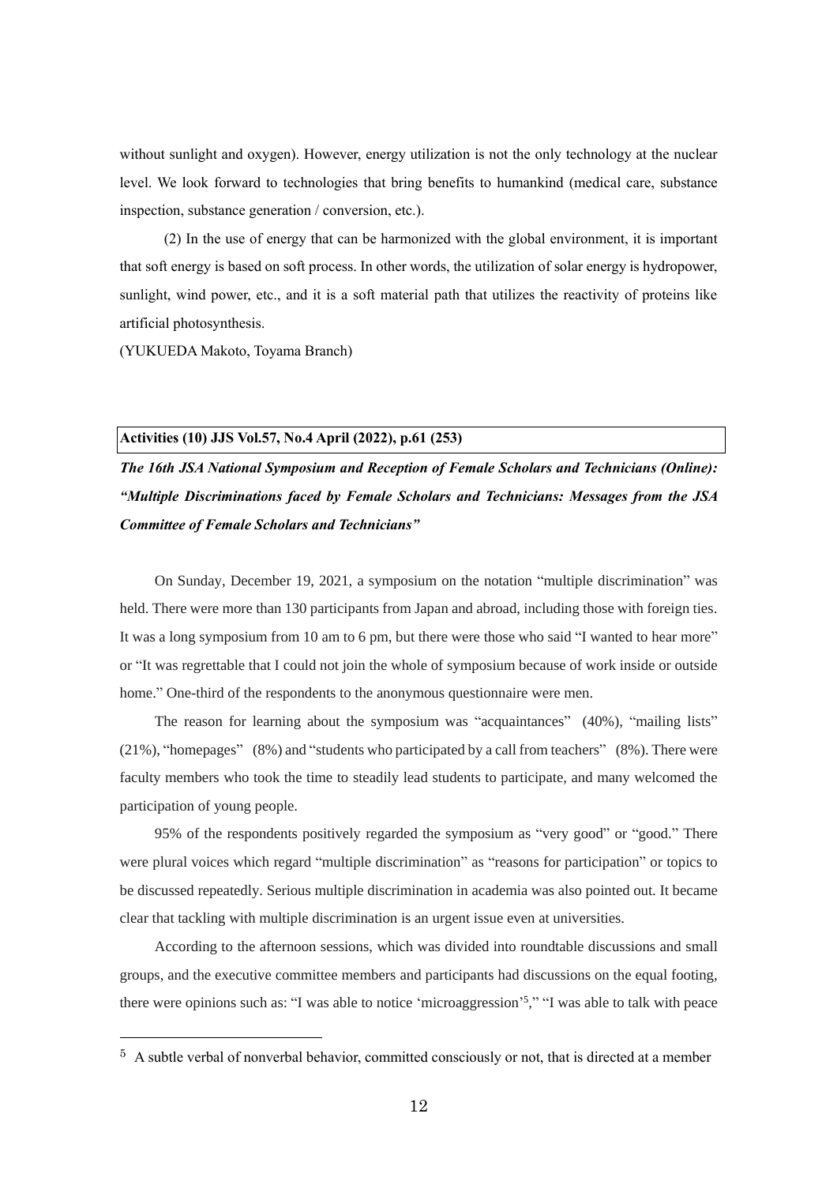without sunlight and oxygen). However, energy utilization is not the only technology at the nuclear level. We look forward to technologies that bring benefits to humankind (medical care, substance inspection, substance generation / conversion, etc.).

(2) In the use of energy that can be harmonized with the global environment, it is important that soft energy is based on soft process. In other words, the utilization of solar energy is hydropower, sunlight, wind power, etc., and it is a soft material path that utilizes the reactivity of proteins like artificial photosynthesis.

(YUKUEDA Makoto, Toyama Branch)

**Activities (10) JJS Vol.57, No.4 April (2022), p.61 (253)**

***The 16th JSA National Symposium and Reception of Female Scholars and Technicians (Online): "Multiple Discriminations faced by Female Scholars and Technicians: Messages from the JSA Committee of Female Scholars and Technicians"***

On Sunday, December 19, 2021, a symposium on the notation "multiple discrimination" was held. There were more than 130 participants from Japan and abroad, including those with foreign ties. It was a long symposium from 10 am to 6 pm, but there were those who said "I wanted to hear more" or "It was regrettable that I could not join the whole of symposium because of work inside or outside home." One-third of the respondents to the anonymous questionnaire were men.

The reason for learning about the symposium was "acquaintances" (40%), "mailing lists" (21%), "homepages" (8%) and "students who participated by a call from teachers" (8%). There were faculty members who took the time to steadily lead students to participate, and many welcomed the participation of young people.

95% of the respondents positively regarded the symposium as "very good" or "good." There were plural voices which regard "multiple discrimination" as "reasons for participation" or topics to be discussed repeatedly. Serious multiple discrimination in academia was also pointed out. It became clear that tackling with multiple discrimination is an urgent issue even at universities.

According to the afternoon sessions, which was divided into roundtable discussions and small groups, and the executive committee members and participants had discussions on the equal footing, there were opinions such as: "I was able to notice 'microaggression'[5]," "I was able to talk with peace

[5] A subtle verbal of nonverbal behavior, committed consciously or not, that is directed at a member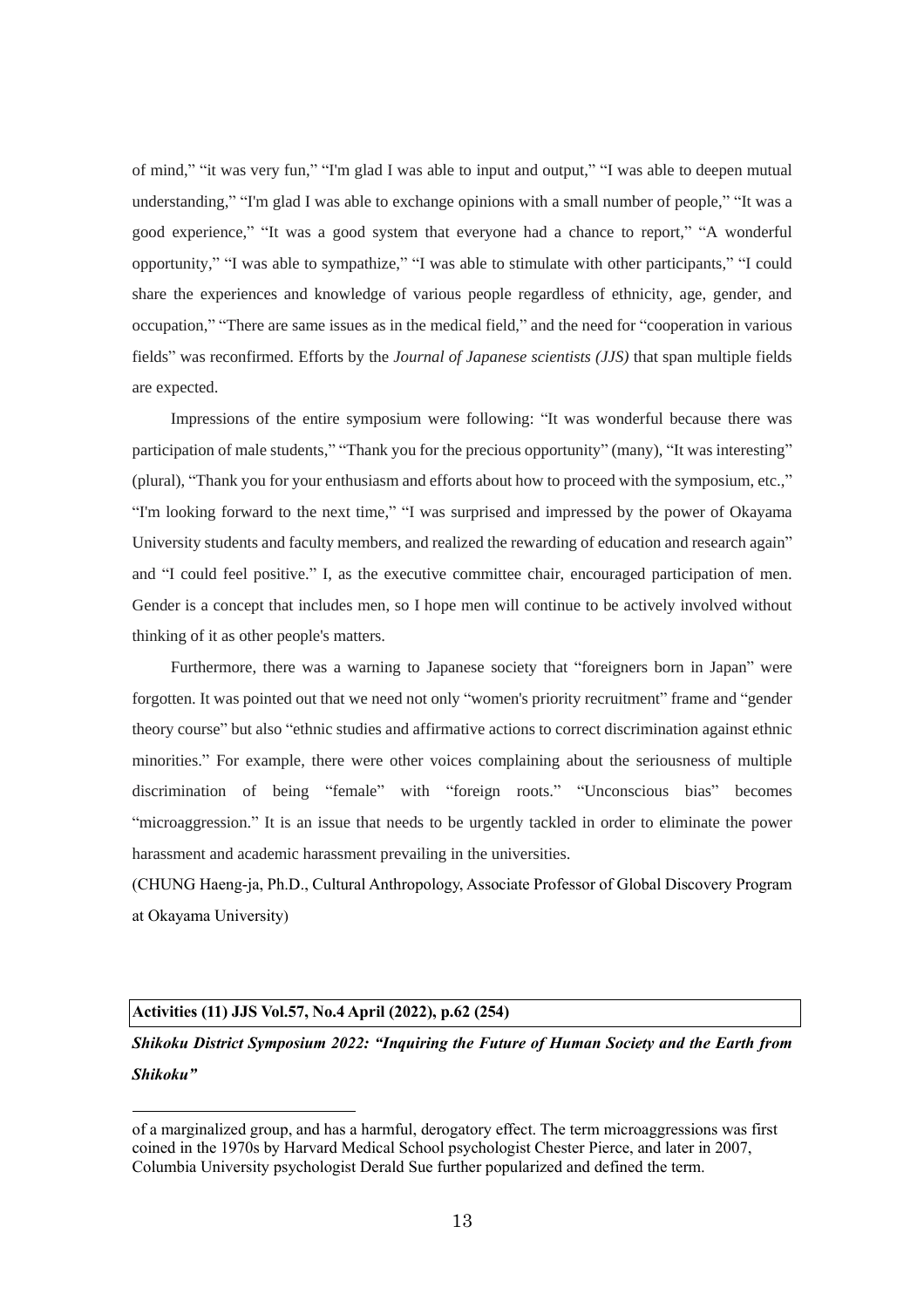of mind," "it was very fun," "I'm glad I was able to input and output," "I was able to deepen mutual understanding," "I'm glad I was able to exchange opinions with a small number of people," "It was a good experience," "It was a good system that everyone had a chance to report," "A wonderful opportunity," "I was able to sympathize," "I was able to stimulate with other participants," "I could share the experiences and knowledge of various people regardless of ethnicity, age, gender, and occupation," "There are same issues as in the medical field," and the need for "cooperation in various fields" was reconfirmed. Efforts by the *Journal of Japanese scientists (JJS)* that span multiple fields are expected.

Impressions of the entire symposium were following: "It was wonderful because there was participation of male students," "Thank you for the precious opportunity" (many), "It was interesting" (plural), "Thank you for your enthusiasm and efforts about how to proceed with the symposium, etc.," "I'm looking forward to the next time," "I was surprised and impressed by the power of Okayama University students and faculty members, and realized the rewarding of education and research again" and "I could feel positive." I, as the executive committee chair, encouraged participation of men. Gender is a concept that includes men, so I hope men will continue to be actively involved without thinking of it as other people's matters.

Furthermore, there was a warning to Japanese society that "foreigners born in Japan" were forgotten. It was pointed out that we need not only "women's priority recruitment" frame and "gender theory course" but also "ethnic studies and affirmative actions to correct discrimination against ethnic minorities." For example, there were other voices complaining about the seriousness of multiple discrimination of being "female" with "foreign roots." "Unconscious bias" becomes "microaggression." It is an issue that needs to be urgently tackled in order to eliminate the power harassment and academic harassment prevailing in the universities.

(CHUNG Haeng-ja, Ph.D., Cultural Anthropology, Associate Professor of Global Discovery Program at Okayama University)

**Activities (11) JJS Vol.57, No.4 April (2022), p.62 (254)**

***Shikoku District Symposium 2022: "Inquiring the Future of Human Society and the Earth from Shikoku"***

---

of a marginalized group, and has a harmful, derogatory effect. The term microaggressions was first coined in the 1970s by Harvard Medical School psychologist Chester Pierce, and later in 2007, Columbia University psychologist Derald Sue further popularized and defined the term.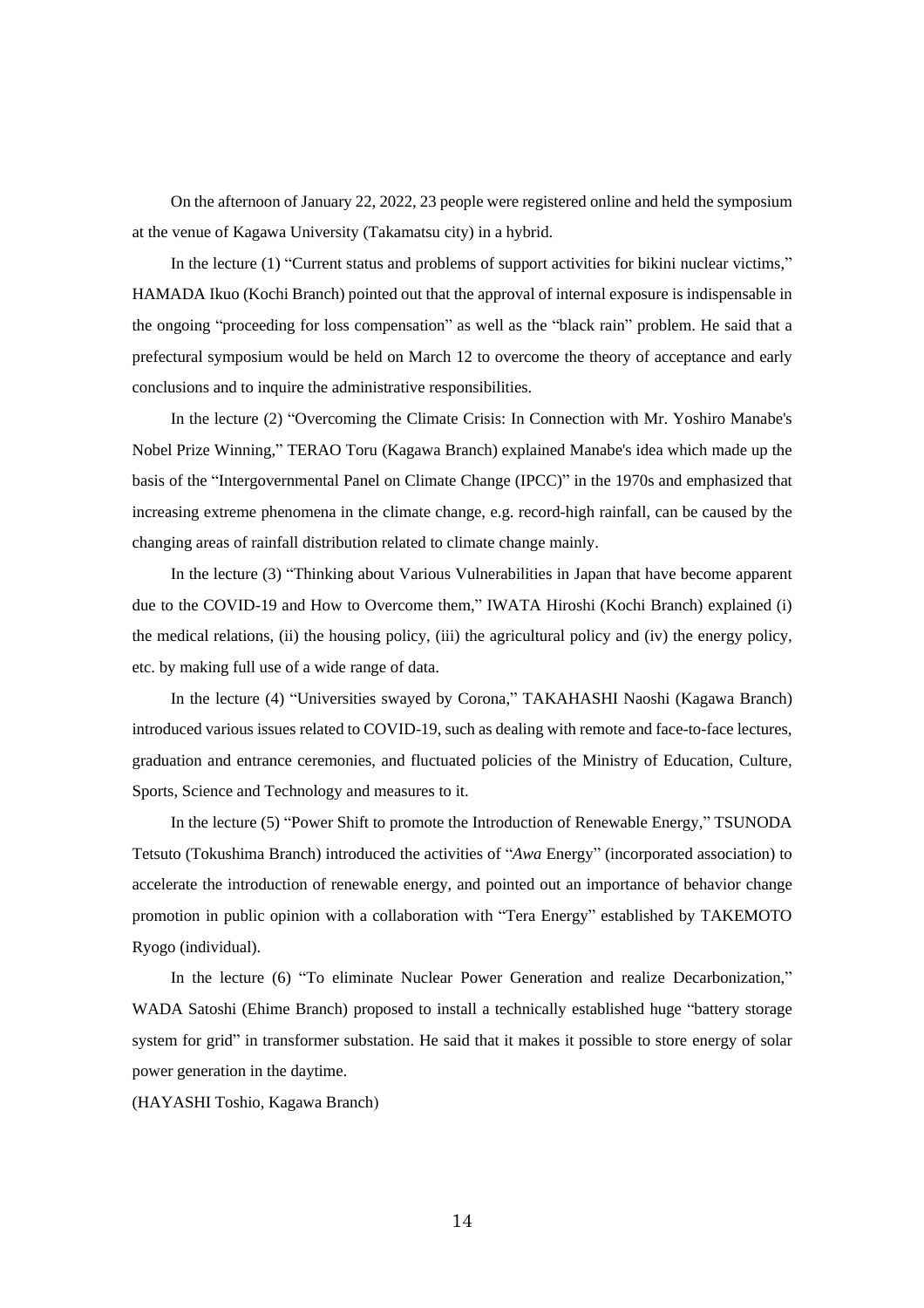On the afternoon of January 22, 2022, 23 people were registered online and held the symposium at the venue of Kagawa University (Takamatsu city) in a hybrid.

In the lecture (1) “Current status and problems of support activities for bikini nuclear victims,” HAMADA Ikuo (Kochi Branch) pointed out that the approval of internal exposure is indispensable in the ongoing “proceeding for loss compensation” as well as the “black rain” problem. He said that a prefectural symposium would be held on March 12 to overcome the theory of acceptance and early conclusions and to inquire the administrative responsibilities.

In the lecture (2) “Overcoming the Climate Crisis: In Connection with Mr. Yoshiro Manabe's Nobel Prize Winning,” TERAO Toru (Kagawa Branch) explained Manabe's idea which made up the basis of the “Intergovernmental Panel on Climate Change (IPCC)” in the 1970s and emphasized that increasing extreme phenomena in the climate change, e.g. record-high rainfall, can be caused by the changing areas of rainfall distribution related to climate change mainly.

In the lecture (3) “Thinking about Various Vulnerabilities in Japan that have become apparent due to the COVID-19 and How to Overcome them,” IWATA Hiroshi (Kochi Branch) explained (i) the medical relations, (ii) the housing policy, (iii) the agricultural policy and (iv) the energy policy, etc. by making full use of a wide range of data.

In the lecture (4) “Universities swayed by Corona,” TAKAHASHI Naoshi (Kagawa Branch) introduced various issues related to COVID-19, such as dealing with remote and face-to-face lectures, graduation and entrance ceremonies, and fluctuated policies of the Ministry of Education, Culture, Sports, Science and Technology and measures to it.

In the lecture (5) “Power Shift to promote the Introduction of Renewable Energy,” TSUNODA Tetsuto (Tokushima Branch) introduced the activities of “*Awa* Energy” (incorporated association) to accelerate the introduction of renewable energy, and pointed out an importance of behavior change promotion in public opinion with a collaboration with “Tera Energy” established by TAKEMOTO Ryogo (individual).

In the lecture (6) “To eliminate Nuclear Power Generation and realize Decarbonization,” WADA Satoshi (Ehime Branch) proposed to install a technically established huge “battery storage system for grid” in transformer substation. He said that it makes it possible to store energy of solar power generation in the daytime.

(HAYASHI Toshio, Kagawa Branch)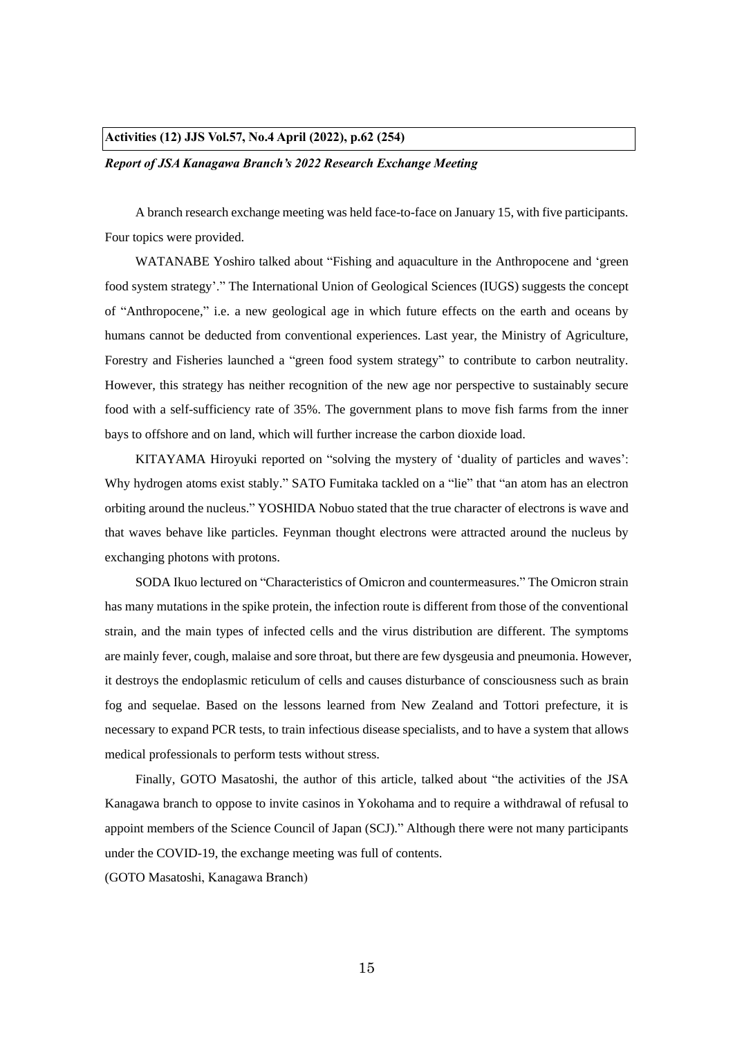**Activities (12) JJS Vol.57, No.4 April (2022), p.62 (254)**

***Report of JSA Kanagawa Branch's 2022 Research Exchange Meeting***

A branch research exchange meeting was held face-to-face on January 15, with five participants. Four topics were provided.

WATANABE Yoshiro talked about "Fishing and aquaculture in the Anthropocene and 'green food system strategy'." The International Union of Geological Sciences (IUGS) suggests the concept of "Anthropocene," i.e. a new geological age in which future effects on the earth and oceans by humans cannot be deducted from conventional experiences. Last year, the Ministry of Agriculture, Forestry and Fisheries launched a "green food system strategy" to contribute to carbon neutrality. However, this strategy has neither recognition of the new age nor perspective to sustainably secure food with a self-sufficiency rate of 35%. The government plans to move fish farms from the inner bays to offshore and on land, which will further increase the carbon dioxide load.

KITAYAMA Hiroyuki reported on "solving the mystery of 'duality of particles and waves': Why hydrogen atoms exist stably." SATO Fumitaka tackled on a "lie" that "an atom has an electron orbiting around the nucleus." YOSHIDA Nobuo stated that the true character of electrons is wave and that waves behave like particles. Feynman thought electrons were attracted around the nucleus by exchanging photons with protons.

SODA Ikuo lectured on "Characteristics of Omicron and countermeasures." The Omicron strain has many mutations in the spike protein, the infection route is different from those of the conventional strain, and the main types of infected cells and the virus distribution are different. The symptoms are mainly fever, cough, malaise and sore throat, but there are few dysgeusia and pneumonia. However, it destroys the endoplasmic reticulum of cells and causes disturbance of consciousness such as brain fog and sequelae. Based on the lessons learned from New Zealand and Tottori prefecture, it is necessary to expand PCR tests, to train infectious disease specialists, and to have a system that allows medical professionals to perform tests without stress.

Finally, GOTO Masatoshi, the author of this article, talked about "the activities of the JSA Kanagawa branch to oppose to invite casinos in Yokohama and to require a withdrawal of refusal to appoint members of the Science Council of Japan (SCJ)." Although there were not many participants under the COVID-19, the exchange meeting was full of contents.

(GOTO Masatoshi, Kanagawa Branch)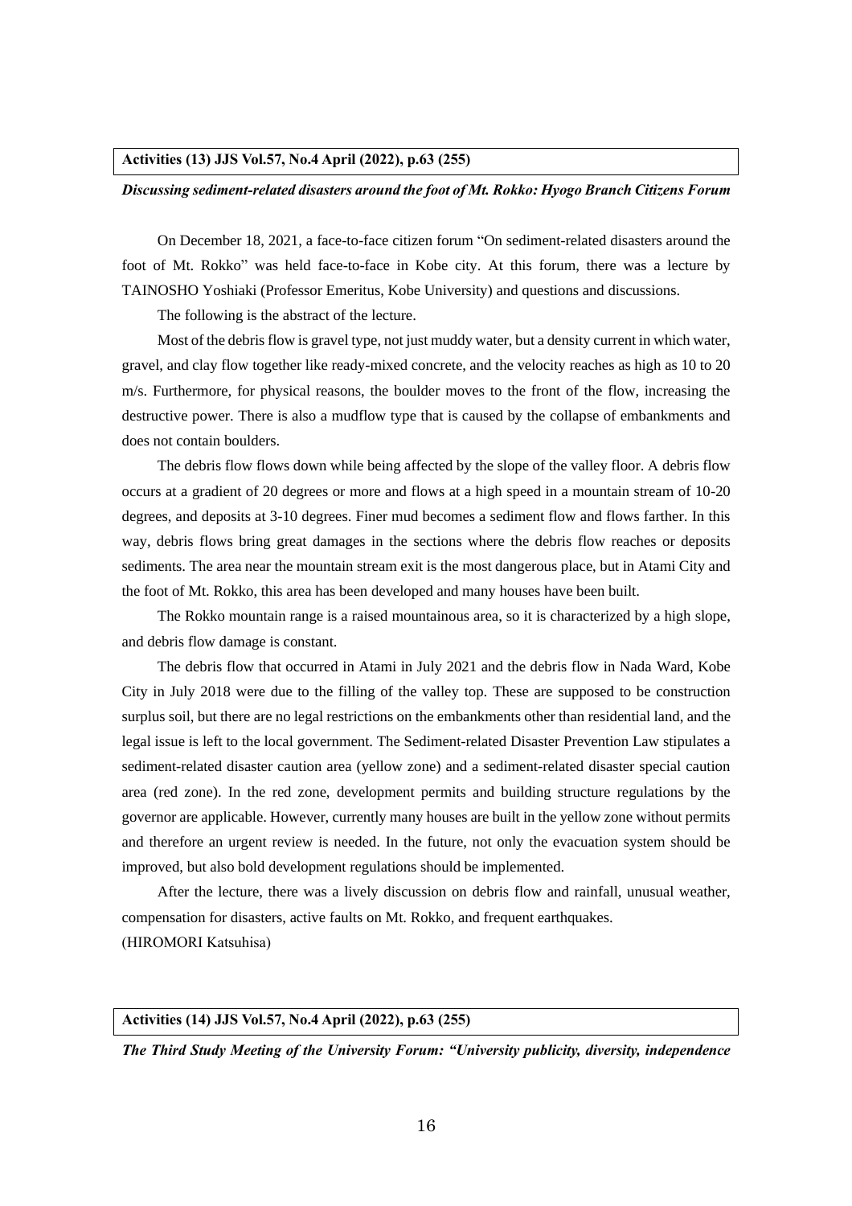**Activities (13) JJS Vol.57, No.4 April (2022), p.63 (255)**

***Discussing sediment-related disasters around the foot of Mt. Rokko: Hyogo Branch Citizens Forum***

On December 18, 2021, a face-to-face citizen forum "On sediment-related disasters around the foot of Mt. Rokko" was held face-to-face in Kobe city. At this forum, there was a lecture by TAINOSHO Yoshiaki (Professor Emeritus, Kobe University) and questions and discussions.

The following is the abstract of the lecture.

Most of the debris flow is gravel type, not just muddy water, but a density current in which water, gravel, and clay flow together like ready-mixed concrete, and the velocity reaches as high as 10 to 20 m/s. Furthermore, for physical reasons, the boulder moves to the front of the flow, increasing the destructive power. There is also a mudflow type that is caused by the collapse of embankments and does not contain boulders.

The debris flow flows down while being affected by the slope of the valley floor. A debris flow occurs at a gradient of 20 degrees or more and flows at a high speed in a mountain stream of 10-20 degrees, and deposits at 3-10 degrees. Finer mud becomes a sediment flow and flows farther. In this way, debris flows bring great damages in the sections where the debris flow reaches or deposits sediments. The area near the mountain stream exit is the most dangerous place, but in Atami City and the foot of Mt. Rokko, this area has been developed and many houses have been built.

The Rokko mountain range is a raised mountainous area, so it is characterized by a high slope, and debris flow damage is constant.

The debris flow that occurred in Atami in July 2021 and the debris flow in Nada Ward, Kobe City in July 2018 were due to the filling of the valley top. These are supposed to be construction surplus soil, but there are no legal restrictions on the embankments other than residential land, and the legal issue is left to the local government. The Sediment-related Disaster Prevention Law stipulates a sediment-related disaster caution area (yellow zone) and a sediment-related disaster special caution area (red zone). In the red zone, development permits and building structure regulations by the governor are applicable. However, currently many houses are built in the yellow zone without permits and therefore an urgent review is needed. In the future, not only the evacuation system should be improved, but also bold development regulations should be implemented.

After the lecture, there was a lively discussion on debris flow and rainfall, unusual weather, compensation for disasters, active faults on Mt. Rokko, and frequent earthquakes.

(HIROMORI Katsuhisa)

**Activities (14) JJS Vol.57, No.4 April (2022), p.63 (255)**

***The Third Study Meeting of the University Forum: "University publicity, diversity, independence***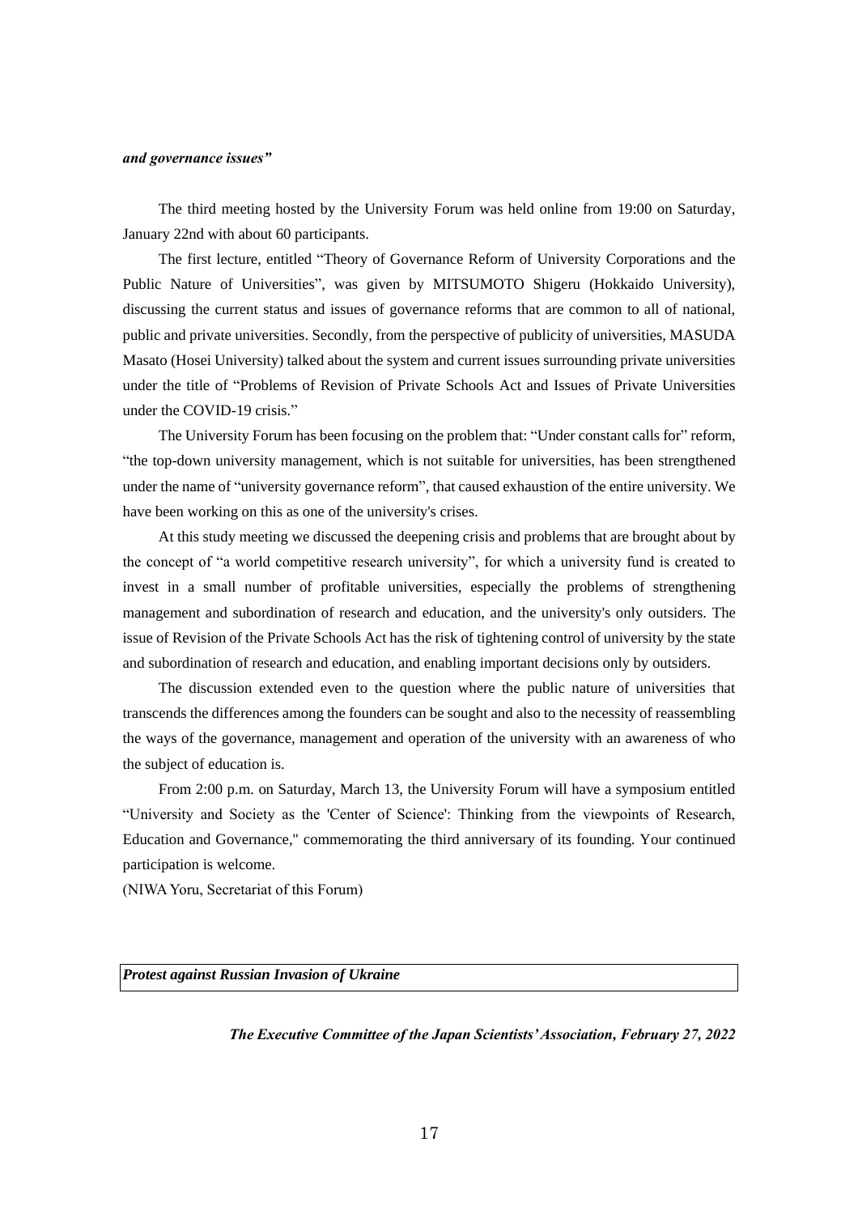***and governance issues"***

The third meeting hosted by the University Forum was held online from 19:00 on Saturday, January 22nd with about 60 participants.

The first lecture, entitled "Theory of Governance Reform of University Corporations and the Public Nature of Universities", was given by MITSUMOTO Shigeru (Hokkaido University), discussing the current status and issues of governance reforms that are common to all of national, public and private universities. Secondly, from the perspective of publicity of universities, MASUDA Masato (Hosei University) talked about the system and current issues surrounding private universities under the title of "Problems of Revision of Private Schools Act and Issues of Private Universities under the COVID-19 crisis."

The University Forum has been focusing on the problem that: "Under constant calls for" reform, "the top-down university management, which is not suitable for universities, has been strengthened under the name of "university governance reform", that caused exhaustion of the entire university. We have been working on this as one of the university's crises.

At this study meeting we discussed the deepening crisis and problems that are brought about by the concept of "a world competitive research university", for which a university fund is created to invest in a small number of profitable universities, especially the problems of strengthening management and subordination of research and education, and the university's only outsiders. The issue of Revision of the Private Schools Act has the risk of tightening control of university by the state and subordination of research and education, and enabling important decisions only by outsiders.

The discussion extended even to the question where the public nature of universities that transcends the differences among the founders can be sought and also to the necessity of reassembling the ways of the governance, management and operation of the university with an awareness of who the subject of education is.

From 2:00 p.m. on Saturday, March 13, the University Forum will have a symposium entitled "University and Society as the 'Center of Science': Thinking from the viewpoints of Research, Education and Governance," commemorating the third anniversary of its founding. Your continued participation is welcome.

(NIWA Yoru, Secretariat of this Forum)

## ***Protest against Russian Invasion of Ukraine***

***The Executive Committee of the Japan Scientists' Association, February 27, 2022***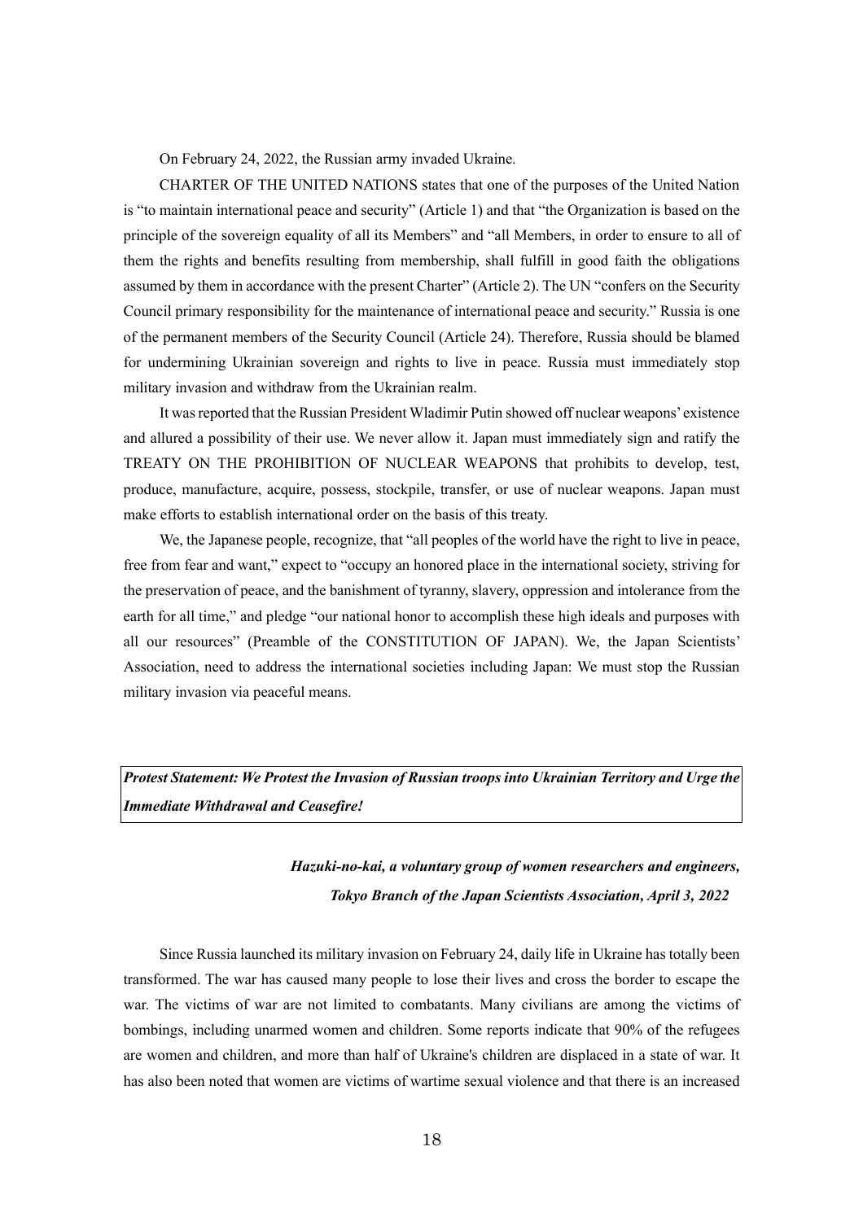On February 24, 2022, the Russian army invaded Ukraine.

CHARTER OF THE UNITED NATIONS states that one of the purposes of the United Nation is "to maintain international peace and security" (Article 1) and that "the Organization is based on the principle of the sovereign equality of all its Members" and "all Members, in order to ensure to all of them the rights and benefits resulting from membership, shall fulfill in good faith the obligations assumed by them in accordance with the present Charter" (Article 2). The UN "confers on the Security Council primary responsibility for the maintenance of international peace and security." Russia is one of the permanent members of the Security Council (Article 24). Therefore, Russia should be blamed for undermining Ukrainian sovereign and rights to live in peace. Russia must immediately stop military invasion and withdraw from the Ukrainian realm.

It was reported that the Russian President Wladimir Putin showed off nuclear weapons' existence and allured a possibility of their use. We never allow it. Japan must immediately sign and ratify the TREATY ON THE PROHIBITION OF NUCLEAR WEAPONS that prohibits to develop, test, produce, manufacture, acquire, possess, stockpile, transfer, or use of nuclear weapons. Japan must make efforts to establish international order on the basis of this treaty.

We, the Japanese people, recognize, that "all peoples of the world have the right to live in peace, free from fear and want," expect to "occupy an honored place in the international society, striving for the preservation of peace, and the banishment of tyranny, slavery, oppression and intolerance from the earth for all time," and pledge "our national honor to accomplish these high ideals and purposes with all our resources" (Preamble of the CONSTITUTION OF JAPAN). We, the Japan Scientists' Association, need to address the international societies including Japan: We must stop the Russian military invasion via peaceful means.

## ***Protest Statement: We Protest the Invasion of Russian troops into Ukrainian Territory and Urge the Immediate Withdrawal and Ceasefire!***

***Hazuki-no-kai, a voluntary group of women researchers and engineers, Tokyo Branch of the Japan Scientists Association, April 3, 2022***

Since Russia launched its military invasion on February 24, daily life in Ukraine has totally been transformed. The war has caused many people to lose their lives and cross the border to escape the war. The victims of war are not limited to combatants. Many civilians are among the victims of bombings, including unarmed women and children. Some reports indicate that 90% of the refugees are women and children, and more than half of Ukraine's children are displaced in a state of war. It has also been noted that women are victims of wartime sexual violence and that there is an increased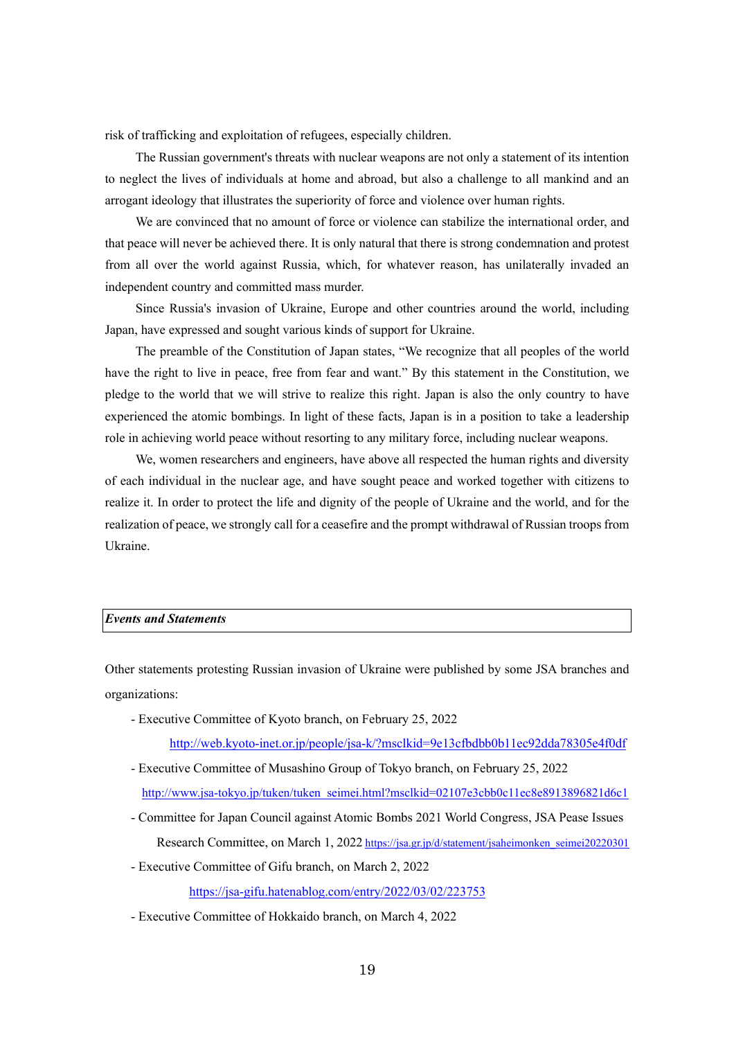risk of trafficking and exploitation of refugees, especially children.

The Russian government's threats with nuclear weapons are not only a statement of its intention to neglect the lives of individuals at home and abroad, but also a challenge to all mankind and an arrogant ideology that illustrates the superiority of force and violence over human rights.

We are convinced that no amount of force or violence can stabilize the international order, and that peace will never be achieved there. It is only natural that there is strong condemnation and protest from all over the world against Russia, which, for whatever reason, has unilaterally invaded an independent country and committed mass murder.

Since Russia's invasion of Ukraine, Europe and other countries around the world, including Japan, have expressed and sought various kinds of support for Ukraine.

The preamble of the Constitution of Japan states, "We recognize that all peoples of the world have the right to live in peace, free from fear and want." By this statement in the Constitution, we pledge to the world that we will strive to realize this right. Japan is also the only country to have experienced the atomic bombings. In light of these facts, Japan is in a position to take a leadership role in achieving world peace without resorting to any military force, including nuclear weapons.

We, women researchers and engineers, have above all respected the human rights and diversity of each individual in the nuclear age, and have sought peace and worked together with citizens to realize it. In order to protect the life and dignity of the people of Ukraine and the world, and for the realization of peace, we strongly call for a ceasefire and the prompt withdrawal of Russian troops from Ukraine.

## *Events and Statements*

Other statements protesting Russian invasion of Ukraine were published by some JSA branches and organizations:

- Executive Committee of Kyoto branch, on February 25, 2022
  http://web.kyoto-inet.or.jp/people/jsa-k/?msclkid=9e13cfbdbb0b11ec92dda78305e4f0df
- Executive Committee of Musashino Group of Tokyo branch, on February 25, 2022
  http://www.jsa-tokyo.jp/tuken/tuken_seimei.html?msclkid=02107e3cbb0c11ec8e8913896821d6c1
- Committee for Japan Council against Atomic Bombs 2021 World Congress, JSA Pease Issues Research Committee, on March 1, 2022 https://jsa.gr.jp/d/statement/jsaheimonken_seimei20220301
- Executive Committee of Gifu branch, on March 2, 2022
  https://jsa-gifu.hatenablog.com/entry/2022/03/02/223753
- Executive Committee of Hokkaido branch, on March 4, 2022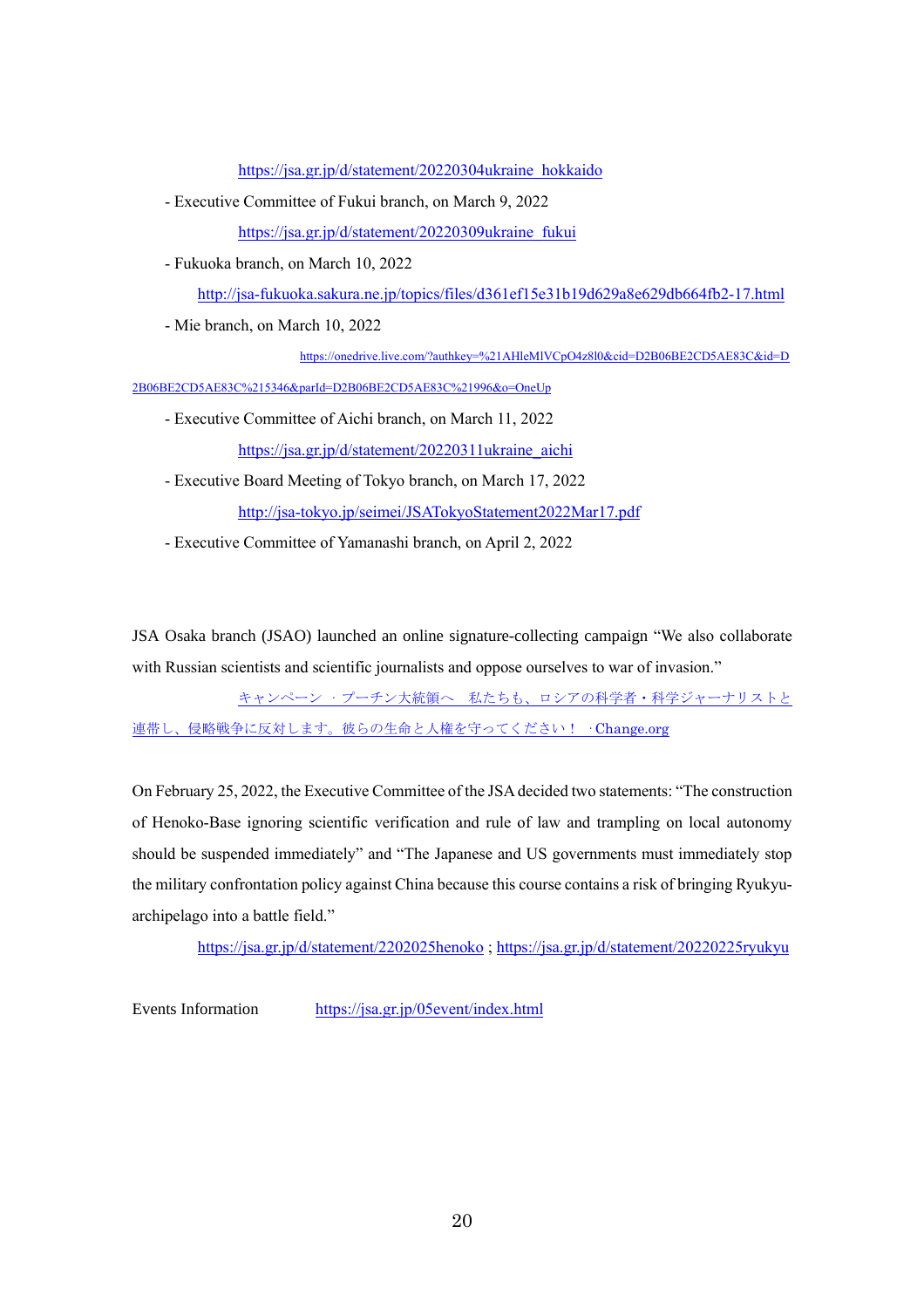https://jsa.gr.jp/d/statement/20220304ukraine_hokkaido

- Executive Committee of Fukui branch, on March 9, 2022

  https://jsa.gr.jp/d/statement/20220309ukraine_fukui

- Fukuoka branch, on March 10, 2022

  http://jsa-fukuoka.sakura.ne.jp/topics/files/d361ef15e31b19d629a8e629db664fb2-17.html

- Mie branch, on March 10, 2022

  https://onedrive.live.com/?authkey=%21AHleMlVCpO4z8l0&cid=D2B06BE2CD5AE83C&id=D2B06BE2CD5AE83C%215346&parId=D2B06BE2CD5AE83C%21996&o=OneUp

- Executive Committee of Aichi branch, on March 11, 2022

  https://jsa.gr.jp/d/statement/20220311ukraine_aichi

- Executive Board Meeting of Tokyo branch, on March 17, 2022

  http://jsa-tokyo.jp/seimei/JSATokyoStatement2022Mar17.pdf

- Executive Committee of Yamanashi branch, on April 2, 2022

JSA Osaka branch (JSAO) launched an online signature-collecting campaign "We also collaborate with Russian scientists and scientific journalists and oppose ourselves to war of invasion."

キャンペーン · プーチン大統領へ　私たちも、ロシアの科学者・科学ジャーナリストと連帯し、侵略戦争に反対します。彼らの生命と人権を守ってください！ · Change.org

On February 25, 2022, the Executive Committee of the JSA decided two statements: "The construction of Henoko-Base ignoring scientific verification and rule of law and trampling on local autonomy should be suspended immediately" and "The Japanese and US governments must immediately stop the military confrontation policy against China because this course contains a risk of bringing Ryukyu-archipelago into a battle field."

https://jsa.gr.jp/d/statement/2202025henoko ; https://jsa.gr.jp/d/statement/20220225ryukyu

Events Information　　https://jsa.gr.jp/05event/index.html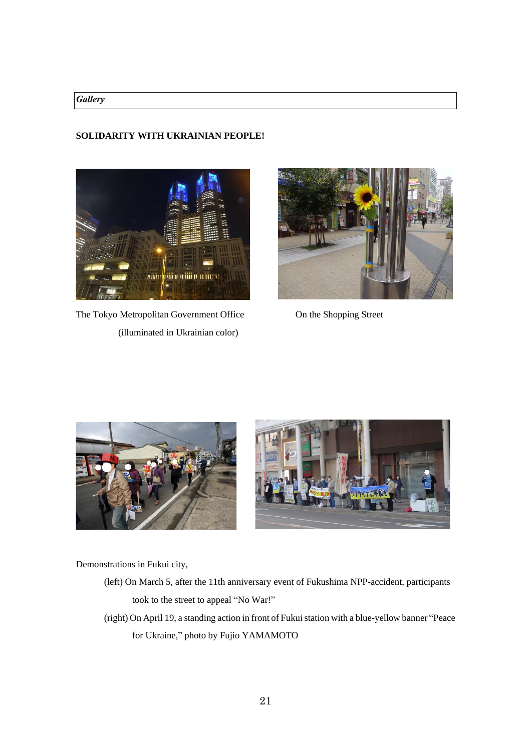*Gallery*

**SOLIDARITY WITH UKRAINIAN PEOPLE!**

The Tokyo Metropolitan Government Office (illuminated in Ukrainian color)

On the Shopping Street

Demonstrations in Fukui city,

(left) On March 5, after the 11th anniversary event of Fukushima NPP-accident, participants took to the street to appeal "No War!"

(right) On April 19, a standing action in front of Fukui station with a blue-yellow banner "Peace for Ukraine," photo by Fujio YAMAMOTO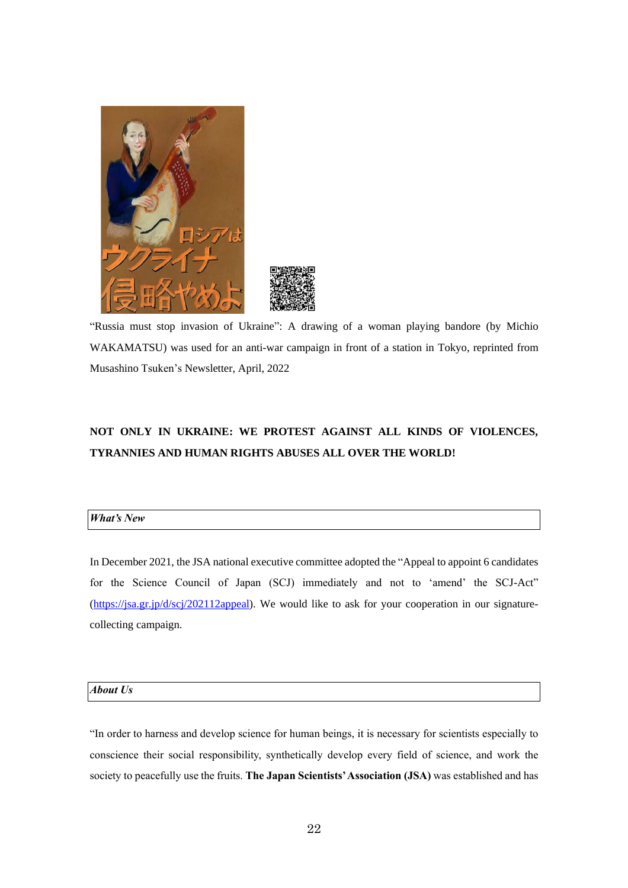“Russia must stop invasion of Ukraine”: A drawing of a woman playing bandore (by Michio WAKAMATSU) was used for an anti-war campaign in front of a station in Tokyo, reprinted from Musashino Tsuken’s Newsletter, April, 2022

**NOT ONLY IN UKRAINE: WE PROTEST AGAINST ALL KINDS OF VIOLENCES, TYRANNIES AND HUMAN RIGHTS ABUSES ALL OVER THE WORLD!**

## *What’s New*

In December 2021, the JSA national executive committee adopted the “Appeal to appoint 6 candidates for the Science Council of Japan (SCJ) immediately and not to ‘amend’ the SCJ-Act” (https://jsa.gr.jp/d/scj/202112appeal). We would like to ask for your cooperation in our signature-collecting campaign.

## *About Us*

“In order to harness and develop science for human beings, it is necessary for scientists especially to conscience their social responsibility, synthetically develop every field of science, and work the society to peacefully use the fruits. **The Japan Scientists’ Association (JSA)** was established and has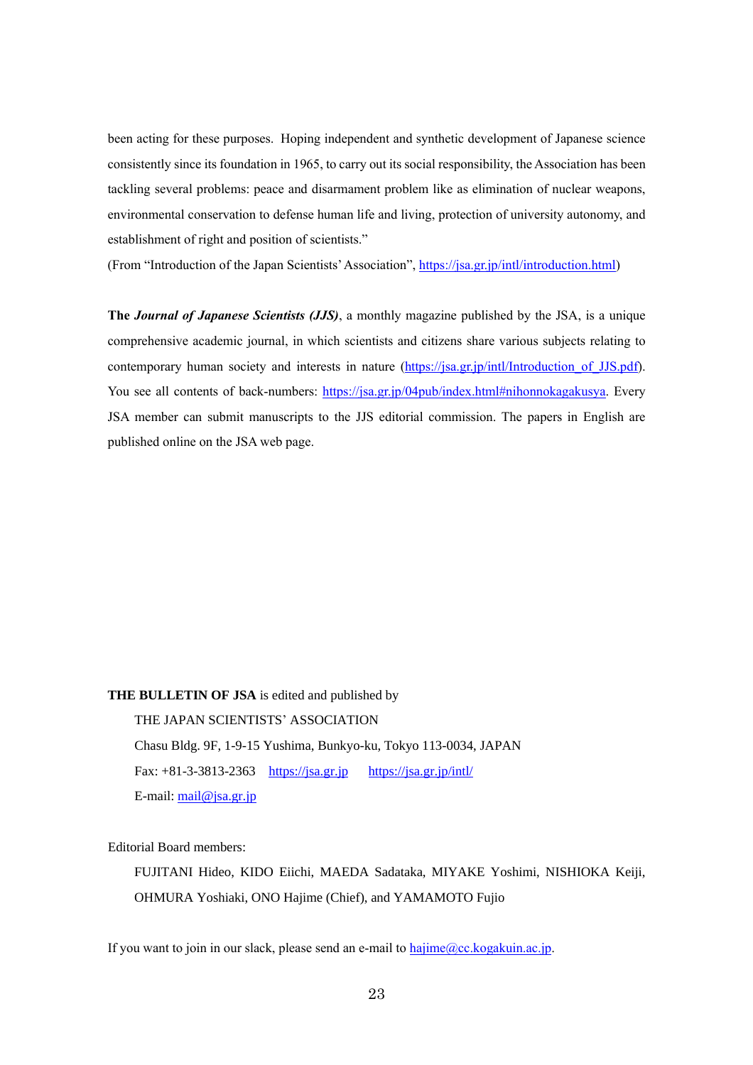been acting for these purposes. Hoping independent and synthetic development of Japanese science consistently since its foundation in 1965, to carry out its social responsibility, the Association has been tackling several problems: peace and disarmament problem like as elimination of nuclear weapons, environmental conservation to defense human life and living, protection of university autonomy, and establishment of right and position of scientists."

(From "Introduction of the Japan Scientists' Association", https://jsa.gr.jp/intl/introduction.html)

**The *Journal of Japanese Scientists (JJS)***, a monthly magazine published by the JSA, is a unique comprehensive academic journal, in which scientists and citizens share various subjects relating to contemporary human society and interests in nature (https://jsa.gr.jp/intl/Introduction_of_JJS.pdf). You see all contents of back-numbers: https://jsa.gr.jp/04pub/index.html#nihonnokagakusya. Every JSA member can submit manuscripts to the JJS editorial commission. The papers in English are published online on the JSA web page.

**THE BULLETIN OF JSA** is edited and published by

THE JAPAN SCIENTISTS' ASSOCIATION
Chasu Bldg. 9F, 1-9-15 Yushima, Bunkyo-ku, Tokyo 113-0034, JAPAN
Fax: +81-3-3813-2363 https://jsa.gr.jp https://jsa.gr.jp/intl/
E-mail: mail@jsa.gr.jp

Editorial Board members:

FUJITANI Hideo, KIDO Eiichi, MAEDA Sadataka, MIYAKE Yoshimi, NISHIOKA Keiji, OHMURA Yoshiaki, ONO Hajime (Chief), and YAMAMOTO Fujio

If you want to join in our slack, please send an e-mail to hajime@cc.kogakuin.ac.jp.